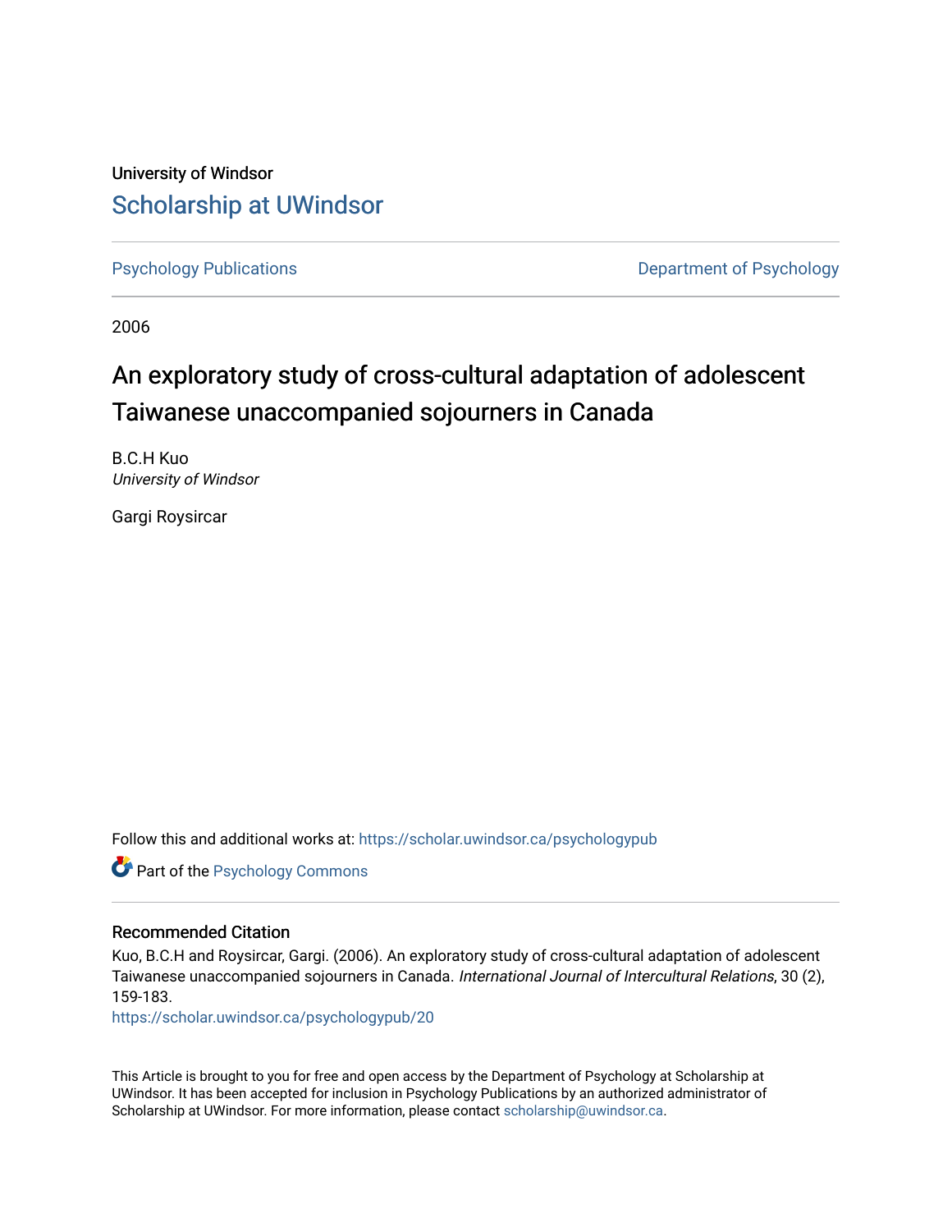University of Windsor

# Scholarship at UWindsor

Psychology Publications

Department of Psychology

2006

## An exploratory study of cross-cultural adaptation of adolescent Taiwanese unaccompanied sojourners in Canada

B.C.H Kuo
*University of Windsor*

Gargi Roysircar

Follow this and additional works at: https://scholar.uwindsor.ca/psychologypub

Part of the Psychology Commons

### Recommended Citation

Kuo, B.C.H and Roysircar, Gargi. (2006). An exploratory study of cross-cultural adaptation of adolescent Taiwanese unaccompanied sojourners in Canada. *International Journal of Intercultural Relations*, 30 (2), 159-183.
https://scholar.uwindsor.ca/psychologypub/20

This Article is brought to you for free and open access by the Department of Psychology at Scholarship at UWindsor. It has been accepted for inclusion in Psychology Publications by an authorized administrator of Scholarship at UWindsor. For more information, please contact scholarship@uwindsor.ca.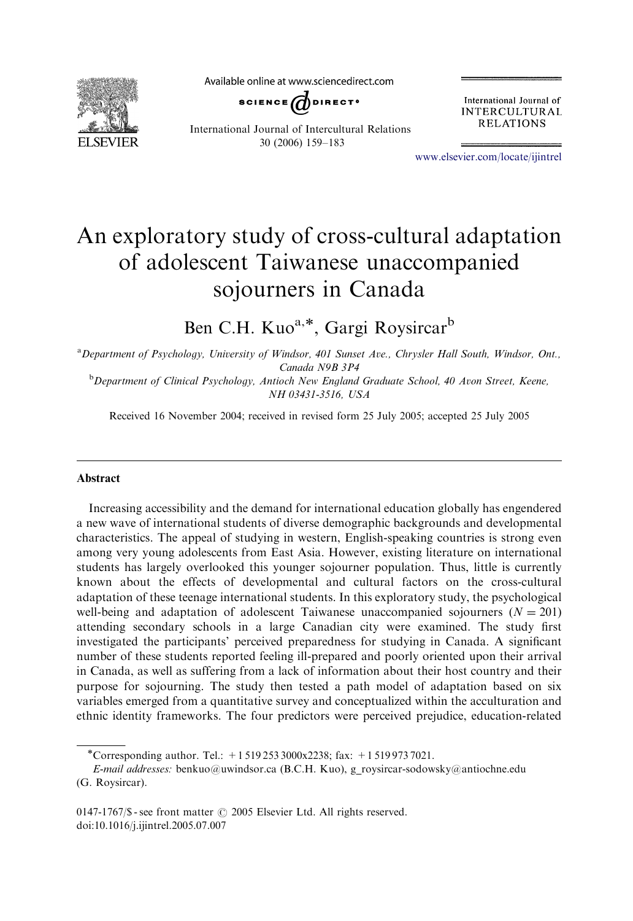# An exploratory study of cross-cultural adaptation of adolescent Taiwanese unaccompanied sojourners in Canada

Ben C.H. Kuo[a,*], Gargi Roysircar[b]

[a]Department of Psychology, University of Windsor, 401 Sunset Ave., Chrysler Hall South, Windsor, Ont., Canada N9B 3P4

[b]Department of Clinical Psychology, Antioch New England Graduate School, 40 Avon Street, Keene, NH 03431-3516, USA

Received 16 November 2004; received in revised form 25 July 2005; accepted 25 July 2005

## Abstract

Increasing accessibility and the demand for international education globally has engendered a new wave of international students of diverse demographic backgrounds and developmental characteristics. The appeal of studying in western, English-speaking countries is strong even among very young adolescents from East Asia. However, existing literature on international students has largely overlooked this younger sojourner population. Thus, little is currently known about the effects of developmental and cultural factors on the cross-cultural adaptation of these teenage international students. In this exploratory study, the psychological well-being and adaptation of adolescent Taiwanese unaccompanied sojourners ($N = 201$) attending secondary schools in a large Canadian city were examined. The study first investigated the participants' perceived preparedness for studying in Canada. A significant number of these students reported feeling ill-prepared and poorly oriented upon their arrival in Canada, as well as suffering from a lack of information about their host country and their purpose for sojourning. The study then tested a path model of adaptation based on six variables emerged from a quantitative survey and conceptualized within the acculturation and ethnic identity frameworks. The four predictors were perceived prejudice, education-related

*Corresponding author. Tel.: +1 519 253 3000x2238; fax: +1 519 973 7021.

*E-mail addresses:* benkuo@uwindsor.ca (B.C.H. Kuo), g_roysircar-sodowsky@antiochne.edu (G. Roysircar).

0147-1767/$ - see front matter © 2005 Elsevier Ltd. All rights reserved.
doi:10.1016/j.ijintrel.2005.07.007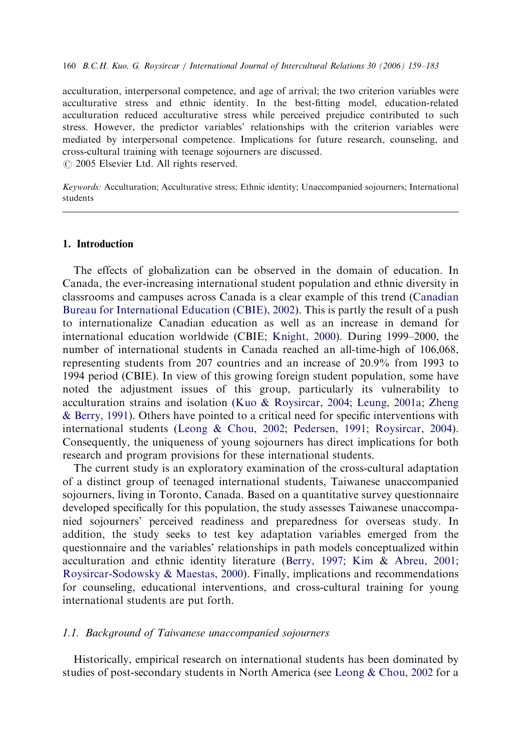acculturation, interpersonal competence, and age of arrival; the two criterion variables were acculturative stress and ethnic identity. In the best-fitting model, education-related acculturation reduced acculturative stress while perceived prejudice contributed to such stress. However, the predictor variables' relationships with the criterion variables were mediated by interpersonal competence. Implications for future research, counseling, and cross-cultural training with teenage sojourners are discussed.
© 2005 Elsevier Ltd. All rights reserved.

*Keywords:* Acculturation; Acculturative stress; Ethnic identity; Unaccompanied sojourners; International students

## 1. Introduction

The effects of globalization can be observed in the domain of education. In Canada, the ever-increasing international student population and ethnic diversity in classrooms and campuses across Canada is a clear example of this trend (Canadian Bureau for International Education (CBIE), 2002). This is partly the result of a push to internationalize Canadian education as well as an increase in demand for international education worldwide (CBIE; Knight, 2000). During 1999–2000, the number of international students in Canada reached an all-time-high of 106,068, representing students from 207 countries and an increase of 20.9% from 1993 to 1994 period (CBIE). In view of this growing foreign student population, some have noted the adjustment issues of this group, particularly its vulnerability to acculturation strains and isolation (Kuo & Roysircar, 2004; Leung, 2001a; Zheng & Berry, 1991). Others have pointed to a critical need for specific interventions with international students (Leong & Chou, 2002; Pedersen, 1991; Roysircar, 2004). Consequently, the uniqueness of young sojourners has direct implications for both research and program provisions for these international students.

The current study is an exploratory examination of the cross-cultural adaptation of a distinct group of teenaged international students, Taiwanese unaccompanied sojourners, living in Toronto, Canada. Based on a quantitative survey questionnaire developed specifically for this population, the study assesses Taiwanese unaccompanied sojourners' perceived readiness and preparedness for overseas study. In addition, the study seeks to test key adaptation variables emerged from the questionnaire and the variables' relationships in path models conceptualized within acculturation and ethnic identity literature (Berry, 1997; Kim & Abreu, 2001; Roysircar-Sodowsky & Maestas, 2000). Finally, implications and recommendations for counseling, educational interventions, and cross-cultural training for young international students are put forth.

### *1.1. Background of Taiwanese unaccompanied sojourners*

Historically, empirical research on international students has been dominated by studies of post-secondary students in North America (see Leong & Chou, 2002 for a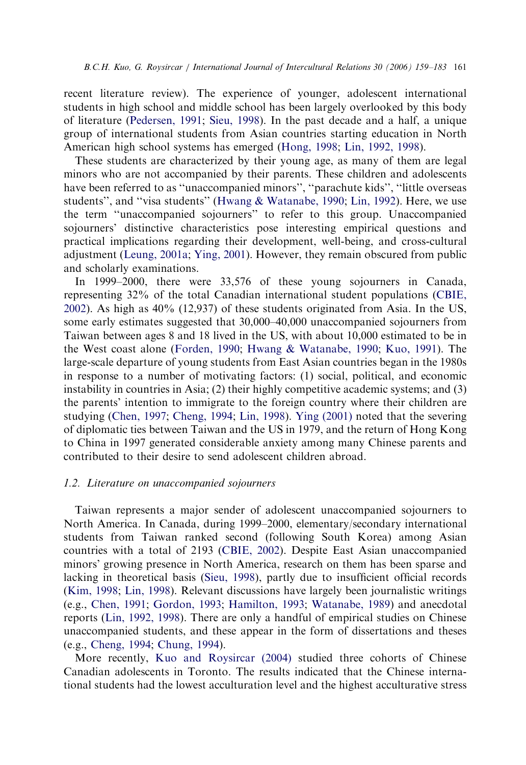recent literature review). The experience of younger, adolescent international students in high school and middle school has been largely overlooked by this body of literature (Pedersen, 1991; Sieu, 1998). In the past decade and a half, a unique group of international students from Asian countries starting education in North American high school systems has emerged (Hong, 1998; Lin, 1992, 1998).

These students are characterized by their young age, as many of them are legal minors who are not accompanied by their parents. These children and adolescents have been referred to as ''unaccompanied minors'', ''parachute kids'', ''little overseas students'', and ''visa students'' (Hwang & Watanabe, 1990; Lin, 1992). Here, we use the term ''unaccompanied sojourners'' to refer to this group. Unaccompanied sojourners' distinctive characteristics pose interesting empirical questions and practical implications regarding their development, well-being, and cross-cultural adjustment (Leung, 2001a; Ying, 2001). However, they remain obscured from public and scholarly examinations.

In 1999–2000, there were 33,576 of these young sojourners in Canada, representing 32% of the total Canadian international student populations (CBIE, 2002). As high as 40% (12,937) of these students originated from Asia. In the US, some early estimates suggested that 30,000–40,000 unaccompanied sojourners from Taiwan between ages 8 and 18 lived in the US, with about 10,000 estimated to be in the West coast alone (Forden, 1990; Hwang & Watanabe, 1990; Kuo, 1991). The large-scale departure of young students from East Asian countries began in the 1980s in response to a number of motivating factors: (1) social, political, and economic instability in countries in Asia; (2) their highly competitive academic systems; and (3) the parents' intention to immigrate to the foreign country where their children are studying (Chen, 1997; Cheng, 1994; Lin, 1998). Ying (2001) noted that the severing of diplomatic ties between Taiwan and the US in 1979, and the return of Hong Kong to China in 1997 generated considerable anxiety among many Chinese parents and contributed to their desire to send adolescent children abroad.

### *1.2. Literature on unaccompanied sojourners*

Taiwan represents a major sender of adolescent unaccompanied sojourners to North America. In Canada, during 1999–2000, elementary/secondary international students from Taiwan ranked second (following South Korea) among Asian countries with a total of 2193 (CBIE, 2002). Despite East Asian unaccompanied minors' growing presence in North America, research on them has been sparse and lacking in theoretical basis (Sieu, 1998), partly due to insufficient official records (Kim, 1998; Lin, 1998). Relevant discussions have largely been journalistic writings (e.g., Chen, 1991; Gordon, 1993; Hamilton, 1993; Watanabe, 1989) and anecdotal reports (Lin, 1992, 1998). There are only a handful of empirical studies on Chinese unaccompanied students, and these appear in the form of dissertations and theses (e.g., Cheng, 1994; Chung, 1994).

More recently, Kuo and Roysircar (2004) studied three cohorts of Chinese Canadian adolescents in Toronto. The results indicated that the Chinese international students had the lowest acculturation level and the highest acculturative stress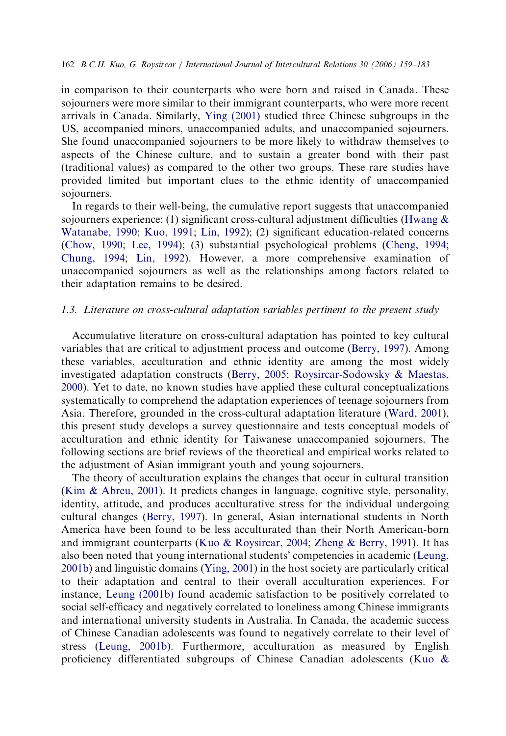in comparison to their counterparts who were born and raised in Canada. These sojourners were more similar to their immigrant counterparts, who were more recent arrivals in Canada. Similarly, Ying (2001) studied three Chinese subgroups in the US, accompanied minors, unaccompanied adults, and unaccompanied sojourners. She found unaccompanied sojourners to be more likely to withdraw themselves to aspects of the Chinese culture, and to sustain a greater bond with their past (traditional values) as compared to the other two groups. These rare studies have provided limited but important clues to the ethnic identity of unaccompanied sojourners.

In regards to their well-being, the cumulative report suggests that unaccompanied sojourners experience: (1) significant cross-cultural adjustment difficulties (Hwang & Watanabe, 1990; Kuo, 1991; Lin, 1992); (2) significant education-related concerns (Chow, 1990; Lee, 1994); (3) substantial psychological problems (Cheng, 1994; Chung, 1994; Lin, 1992). However, a more comprehensive examination of unaccompanied sojourners as well as the relationships among factors related to their adaptation remains to be desired.

### *1.3. Literature on cross-cultural adaptation variables pertinent to the present study*

Accumulative literature on cross-cultural adaptation has pointed to key cultural variables that are critical to adjustment process and outcome (Berry, 1997). Among these variables, acculturation and ethnic identity are among the most widely investigated adaptation constructs (Berry, 2005; Roysircar-Sodowsky & Maestas, 2000). Yet to date, no known studies have applied these cultural conceptualizations systematically to comprehend the adaptation experiences of teenage sojourners from Asia. Therefore, grounded in the cross-cultural adaptation literature (Ward, 2001), this present study develops a survey questionnaire and tests conceptual models of acculturation and ethnic identity for Taiwanese unaccompanied sojourners. The following sections are brief reviews of the theoretical and empirical works related to the adjustment of Asian immigrant youth and young sojourners.

The theory of acculturation explains the changes that occur in cultural transition (Kim & Abreu, 2001). It predicts changes in language, cognitive style, personality, identity, attitude, and produces acculturative stress for the individual undergoing cultural changes (Berry, 1997). In general, Asian international students in North America have been found to be less acculturated than their North American-born and immigrant counterparts (Kuo & Roysircar, 2004; Zheng & Berry, 1991). It has also been noted that young international students' competencies in academic (Leung, 2001b) and linguistic domains (Ying, 2001) in the host society are particularly critical to their adaptation and central to their overall acculturation experiences. For instance, Leung (2001b) found academic satisfaction to be positively correlated to social self-efficacy and negatively correlated to loneliness among Chinese immigrants and international university students in Australia. In Canada, the academic success of Chinese Canadian adolescents was found to negatively correlate to their level of stress (Leung, 2001b). Furthermore, acculturation as measured by English proficiency differentiated subgroups of Chinese Canadian adolescents (Kuo &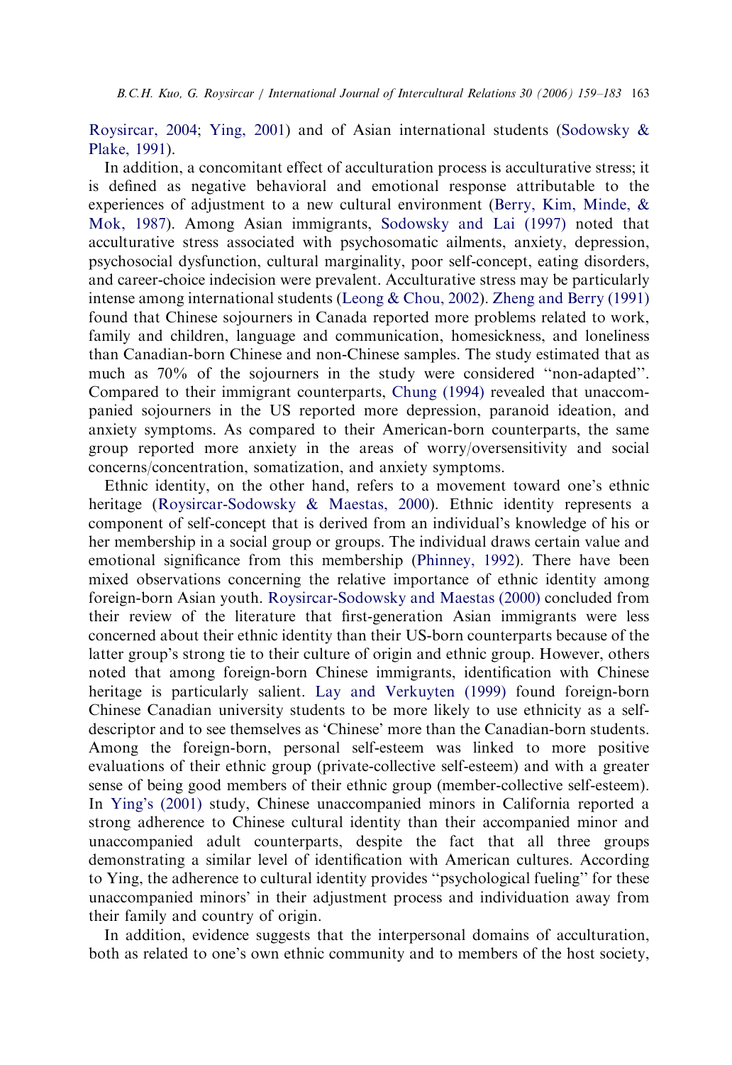Roysircar, 2004; Ying, 2001) and of Asian international students (Sodowsky & Plake, 1991).

In addition, a concomitant effect of acculturation process is acculturative stress; it is defined as negative behavioral and emotional response attributable to the experiences of adjustment to a new cultural environment (Berry, Kim, Minde, & Mok, 1987). Among Asian immigrants, Sodowsky and Lai (1997) noted that acculturative stress associated with psychosomatic ailments, anxiety, depression, psychosocial dysfunction, cultural marginality, poor self-concept, eating disorders, and career-choice indecision were prevalent. Acculturative stress may be particularly intense among international students (Leong & Chou, 2002). Zheng and Berry (1991) found that Chinese sojourners in Canada reported more problems related to work, family and children, language and communication, homesickness, and loneliness than Canadian-born Chinese and non-Chinese samples. The study estimated that as much as 70% of the sojourners in the study were considered ''non-adapted''. Compared to their immigrant counterparts, Chung (1994) revealed that unaccompanied sojourners in the US reported more depression, paranoid ideation, and anxiety symptoms. As compared to their American-born counterparts, the same group reported more anxiety in the areas of worry/oversensitivity and social concerns/concentration, somatization, and anxiety symptoms.

Ethnic identity, on the other hand, refers to a movement toward one's ethnic heritage (Roysircar-Sodowsky & Maestas, 2000). Ethnic identity represents a component of self-concept that is derived from an individual's knowledge of his or her membership in a social group or groups. The individual draws certain value and emotional significance from this membership (Phinney, 1992). There have been mixed observations concerning the relative importance of ethnic identity among foreign-born Asian youth. Roysircar-Sodowsky and Maestas (2000) concluded from their review of the literature that first-generation Asian immigrants were less concerned about their ethnic identity than their US-born counterparts because of the latter group's strong tie to their culture of origin and ethnic group. However, others noted that among foreign-born Chinese immigrants, identification with Chinese heritage is particularly salient. Lay and Verkuyten (1999) found foreign-born Chinese Canadian university students to be more likely to use ethnicity as a self-descriptor and to see themselves as 'Chinese' more than the Canadian-born students. Among the foreign-born, personal self-esteem was linked to more positive evaluations of their ethnic group (private-collective self-esteem) and with a greater sense of being good members of their ethnic group (member-collective self-esteem). In Ying's (2001) study, Chinese unaccompanied minors in California reported a strong adherence to Chinese cultural identity than their accompanied minor and unaccompanied adult counterparts, despite the fact that all three groups demonstrating a similar level of identification with American cultures. According to Ying, the adherence to cultural identity provides ''psychological fueling'' for these unaccompanied minors' in their adjustment process and individuation away from their family and country of origin.

In addition, evidence suggests that the interpersonal domains of acculturation, both as related to one's own ethnic community and to members of the host society,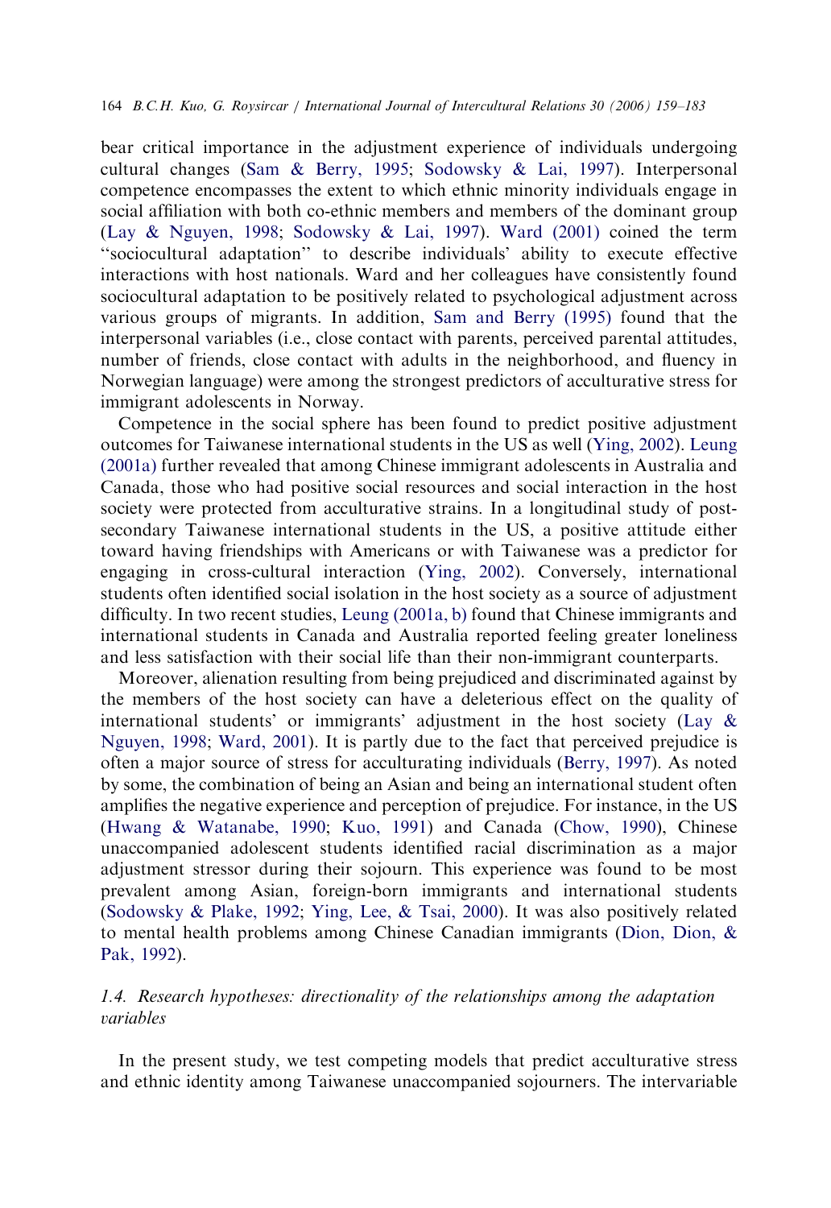bear critical importance in the adjustment experience of individuals undergoing cultural changes (Sam & Berry, 1995; Sodowsky & Lai, 1997). Interpersonal competence encompasses the extent to which ethnic minority individuals engage in social affiliation with both co-ethnic members and members of the dominant group (Lay & Nguyen, 1998; Sodowsky & Lai, 1997). Ward (2001) coined the term ''sociocultural adaptation'' to describe individuals' ability to execute effective interactions with host nationals. Ward and her colleagues have consistently found sociocultural adaptation to be positively related to psychological adjustment across various groups of migrants. In addition, Sam and Berry (1995) found that the interpersonal variables (i.e., close contact with parents, perceived parental attitudes, number of friends, close contact with adults in the neighborhood, and fluency in Norwegian language) were among the strongest predictors of acculturative stress for immigrant adolescents in Norway.

Competence in the social sphere has been found to predict positive adjustment outcomes for Taiwanese international students in the US as well (Ying, 2002). Leung (2001a) further revealed that among Chinese immigrant adolescents in Australia and Canada, those who had positive social resources and social interaction in the host society were protected from acculturative strains. In a longitudinal study of post-secondary Taiwanese international students in the US, a positive attitude either toward having friendships with Americans or with Taiwanese was a predictor for engaging in cross-cultural interaction (Ying, 2002). Conversely, international students often identified social isolation in the host society as a source of adjustment difficulty. In two recent studies, Leung (2001a, b) found that Chinese immigrants and international students in Canada and Australia reported feeling greater loneliness and less satisfaction with their social life than their non-immigrant counterparts.

Moreover, alienation resulting from being prejudiced and discriminated against by the members of the host society can have a deleterious effect on the quality of international students' or immigrants' adjustment in the host society (Lay & Nguyen, 1998; Ward, 2001). It is partly due to the fact that perceived prejudice is often a major source of stress for acculturating individuals (Berry, 1997). As noted by some, the combination of being an Asian and being an international student often amplifies the negative experience and perception of prejudice. For instance, in the US (Hwang & Watanabe, 1990; Kuo, 1991) and Canada (Chow, 1990), Chinese unaccompanied adolescent students identified racial discrimination as a major adjustment stressor during their sojourn. This experience was found to be most prevalent among Asian, foreign-born immigrants and international students (Sodowsky & Plake, 1992; Ying, Lee, & Tsai, 2000). It was also positively related to mental health problems among Chinese Canadian immigrants (Dion, Dion, & Pak, 1992).

### *1.4. Research hypotheses: directionality of the relationships among the adaptation variables*

In the present study, we test competing models that predict acculturative stress and ethnic identity among Taiwanese unaccompanied sojourners. The intervariable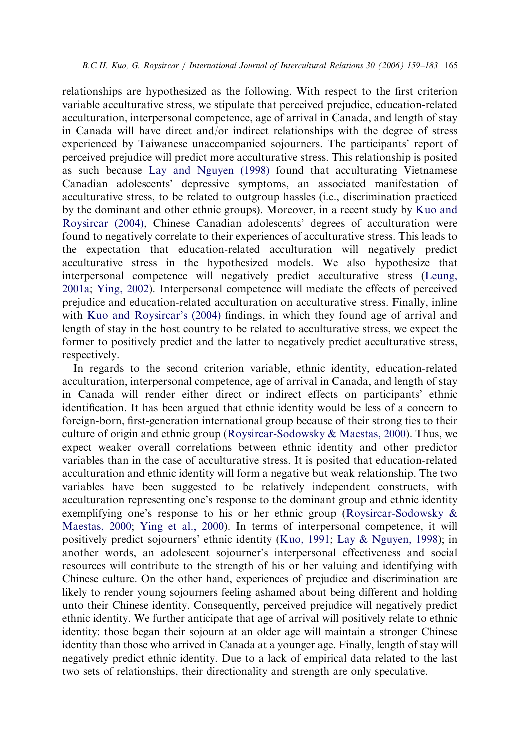relationships are hypothesized as the following. With respect to the first criterion variable acculturative stress, we stipulate that perceived prejudice, education-related acculturation, interpersonal competence, age of arrival in Canada, and length of stay in Canada will have direct and/or indirect relationships with the degree of stress experienced by Taiwanese unaccompanied sojourners. The participants' report of perceived prejudice will predict more acculturative stress. This relationship is posited as such because Lay and Nguyen (1998) found that acculturating Vietnamese Canadian adolescents' depressive symptoms, an associated manifestation of acculturative stress, to be related to outgroup hassles (i.e., discrimination practiced by the dominant and other ethnic groups). Moreover, in a recent study by Kuo and Roysircar (2004), Chinese Canadian adolescents' degrees of acculturation were found to negatively correlate to their experiences of acculturative stress. This leads to the expectation that education-related acculturation will negatively predict acculturative stress in the hypothesized models. We also hypothesize that interpersonal competence will negatively predict acculturative stress (Leung, 2001a; Ying, 2002). Interpersonal competence will mediate the effects of perceived prejudice and education-related acculturation on acculturative stress. Finally, inline with Kuo and Roysircar's (2004) findings, in which they found age of arrival and length of stay in the host country to be related to acculturative stress, we expect the former to positively predict and the latter to negatively predict acculturative stress, respectively.

In regards to the second criterion variable, ethnic identity, education-related acculturation, interpersonal competence, age of arrival in Canada, and length of stay in Canada will render either direct or indirect effects on participants' ethnic identification. It has been argued that ethnic identity would be less of a concern to foreign-born, first-generation international group because of their strong ties to their culture of origin and ethnic group (Roysircar-Sodowsky & Maestas, 2000). Thus, we expect weaker overall correlations between ethnic identity and other predictor variables than in the case of acculturative stress. It is posited that education-related acculturation and ethnic identity will form a negative but weak relationship. The two variables have been suggested to be relatively independent constructs, with acculturation representing one's response to the dominant group and ethnic identity exemplifying one's response to his or her ethnic group (Roysircar-Sodowsky & Maestas, 2000; Ying et al., 2000). In terms of interpersonal competence, it will positively predict sojourners' ethnic identity (Kuo, 1991; Lay & Nguyen, 1998); in another words, an adolescent sojourner's interpersonal effectiveness and social resources will contribute to the strength of his or her valuing and identifying with Chinese culture. On the other hand, experiences of prejudice and discrimination are likely to render young sojourners feeling ashamed about being different and holding unto their Chinese identity. Consequently, perceived prejudice will negatively predict ethnic identity. We further anticipate that age of arrival will positively relate to ethnic identity: those began their sojourn at an older age will maintain a stronger Chinese identity than those who arrived in Canada at a younger age. Finally, length of stay will negatively predict ethnic identity. Due to a lack of empirical data related to the last two sets of relationships, their directionality and strength are only speculative.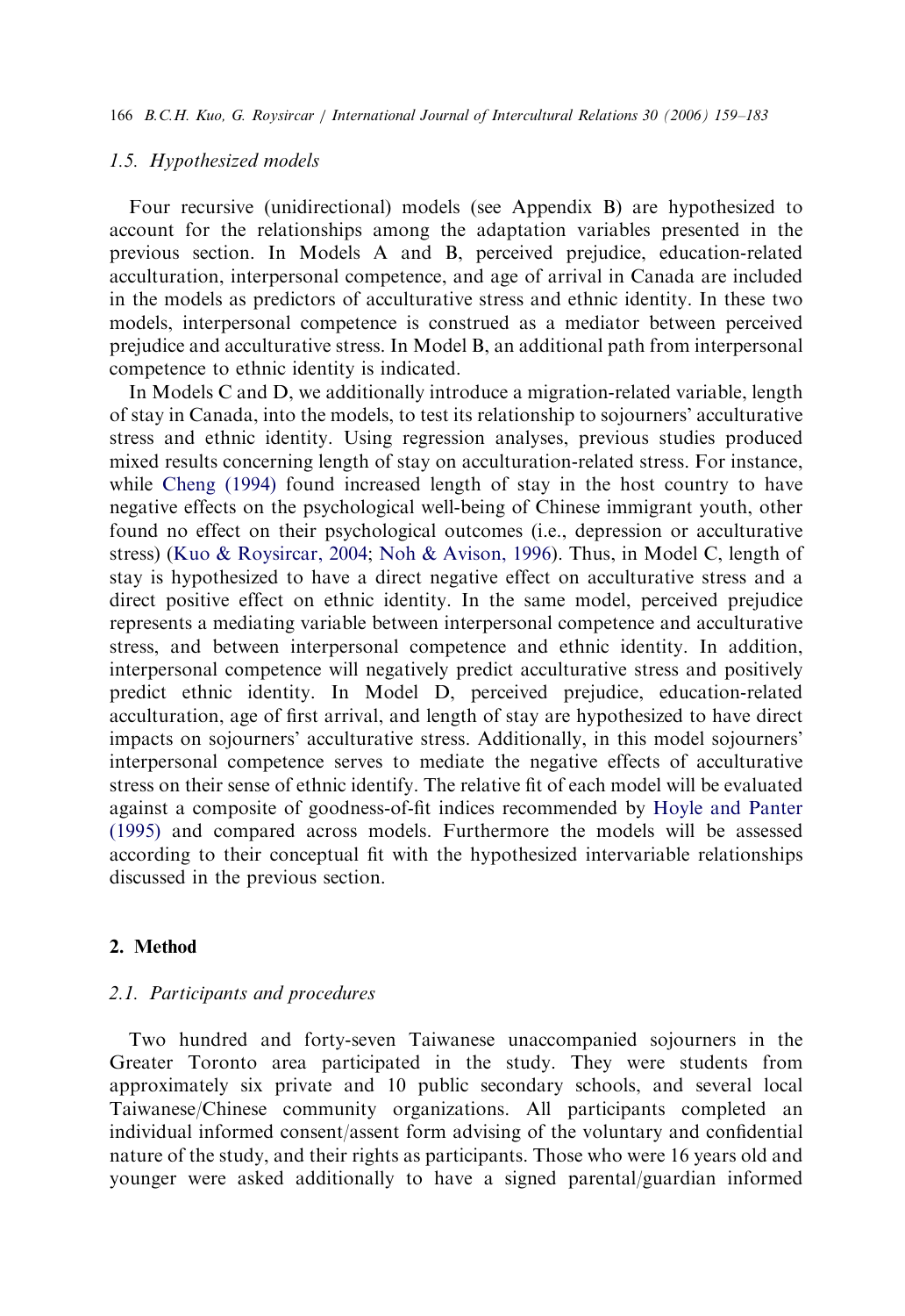### 1.5. Hypothesized models

Four recursive (unidirectional) models (see Appendix B) are hypothesized to account for the relationships among the adaptation variables presented in the previous section. In Models A and B, perceived prejudice, education-related acculturation, interpersonal competence, and age of arrival in Canada are included in the models as predictors of acculturative stress and ethnic identity. In these two models, interpersonal competence is construed as a mediator between perceived prejudice and acculturative stress. In Model B, an additional path from interpersonal competence to ethnic identity is indicated.

In Models C and D, we additionally introduce a migration-related variable, length of stay in Canada, into the models, to test its relationship to sojourners' acculturative stress and ethnic identity. Using regression analyses, previous studies produced mixed results concerning length of stay on acculturation-related stress. For instance, while Cheng (1994) found increased length of stay in the host country to have negative effects on the psychological well-being of Chinese immigrant youth, other found no effect on their psychological outcomes (i.e., depression or acculturative stress) (Kuo & Roysircar, 2004; Noh & Avison, 1996). Thus, in Model C, length of stay is hypothesized to have a direct negative effect on acculturative stress and a direct positive effect on ethnic identity. In the same model, perceived prejudice represents a mediating variable between interpersonal competence and acculturative stress, and between interpersonal competence and ethnic identity. In addition, interpersonal competence will negatively predict acculturative stress and positively predict ethnic identity. In Model D, perceived prejudice, education-related acculturation, age of first arrival, and length of stay are hypothesized to have direct impacts on sojourners' acculturative stress. Additionally, in this model sojourners' interpersonal competence serves to mediate the negative effects of acculturative stress on their sense of ethnic identify. The relative fit of each model will be evaluated against a composite of goodness-of-fit indices recommended by Hoyle and Panter (1995) and compared across models. Furthermore the models will be assessed according to their conceptual fit with the hypothesized intervariable relationships discussed in the previous section.

## 2. Method

### 2.1. Participants and procedures

Two hundred and forty-seven Taiwanese unaccompanied sojourners in the Greater Toronto area participated in the study. They were students from approximately six private and 10 public secondary schools, and several local Taiwanese/Chinese community organizations. All participants completed an individual informed consent/assent form advising of the voluntary and confidential nature of the study, and their rights as participants. Those who were 16 years old and younger were asked additionally to have a signed parental/guardian informed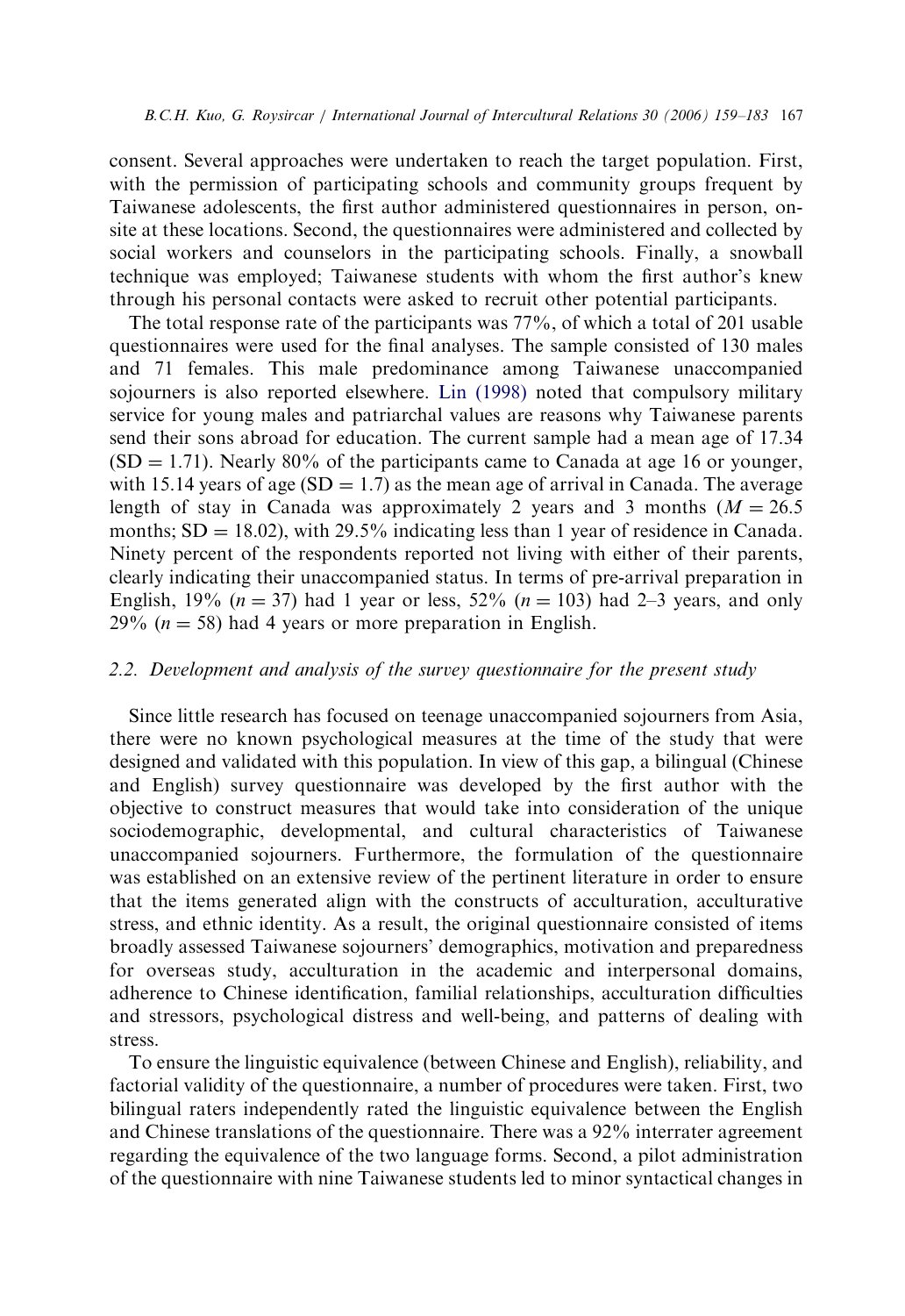consent. Several approaches were undertaken to reach the target population. First, with the permission of participating schools and community groups frequent by Taiwanese adolescents, the first author administered questionnaires in person, on-site at these locations. Second, the questionnaires were administered and collected by social workers and counselors in the participating schools. Finally, a snowball technique was employed; Taiwanese students with whom the first author's knew through his personal contacts were asked to recruit other potential participants.

The total response rate of the participants was 77%, of which a total of 201 usable questionnaires were used for the final analyses. The sample consisted of 130 males and 71 females. This male predominance among Taiwanese unaccompanied sojourners is also reported elsewhere. Lin (1998) noted that compulsory military service for young males and patriarchal values are reasons why Taiwanese parents send their sons abroad for education. The current sample had a mean age of 17.34 (SD = 1.71). Nearly 80% of the participants came to Canada at age 16 or younger, with 15.14 years of age (SD = 1.7) as the mean age of arrival in Canada. The average length of stay in Canada was approximately 2 years and 3 months ($M = 26.5$ months; SD = 18.02), with 29.5% indicating less than 1 year of residence in Canada. Ninety percent of the respondents reported not living with either of their parents, clearly indicating their unaccompanied status. In terms of pre-arrival preparation in English, 19% ($n = 37$) had 1 year or less, 52% ($n = 103$) had 2–3 years, and only 29% ($n = 58$) had 4 years or more preparation in English.

### *2.2. Development and analysis of the survey questionnaire for the present study*

Since little research has focused on teenage unaccompanied sojourners from Asia, there were no known psychological measures at the time of the study that were designed and validated with this population. In view of this gap, a bilingual (Chinese and English) survey questionnaire was developed by the first author with the objective to construct measures that would take into consideration of the unique sociodemographic, developmental, and cultural characteristics of Taiwanese unaccompanied sojourners. Furthermore, the formulation of the questionnaire was established on an extensive review of the pertinent literature in order to ensure that the items generated align with the constructs of acculturation, acculturative stress, and ethnic identity. As a result, the original questionnaire consisted of items broadly assessed Taiwanese sojourners' demographics, motivation and preparedness for overseas study, acculturation in the academic and interpersonal domains, adherence to Chinese identification, familial relationships, acculturation difficulties and stressors, psychological distress and well-being, and patterns of dealing with stress.

To ensure the linguistic equivalence (between Chinese and English), reliability, and factorial validity of the questionnaire, a number of procedures were taken. First, two bilingual raters independently rated the linguistic equivalence between the English and Chinese translations of the questionnaire. There was a 92% interrater agreement regarding the equivalence of the two language forms. Second, a pilot administration of the questionnaire with nine Taiwanese students led to minor syntactical changes in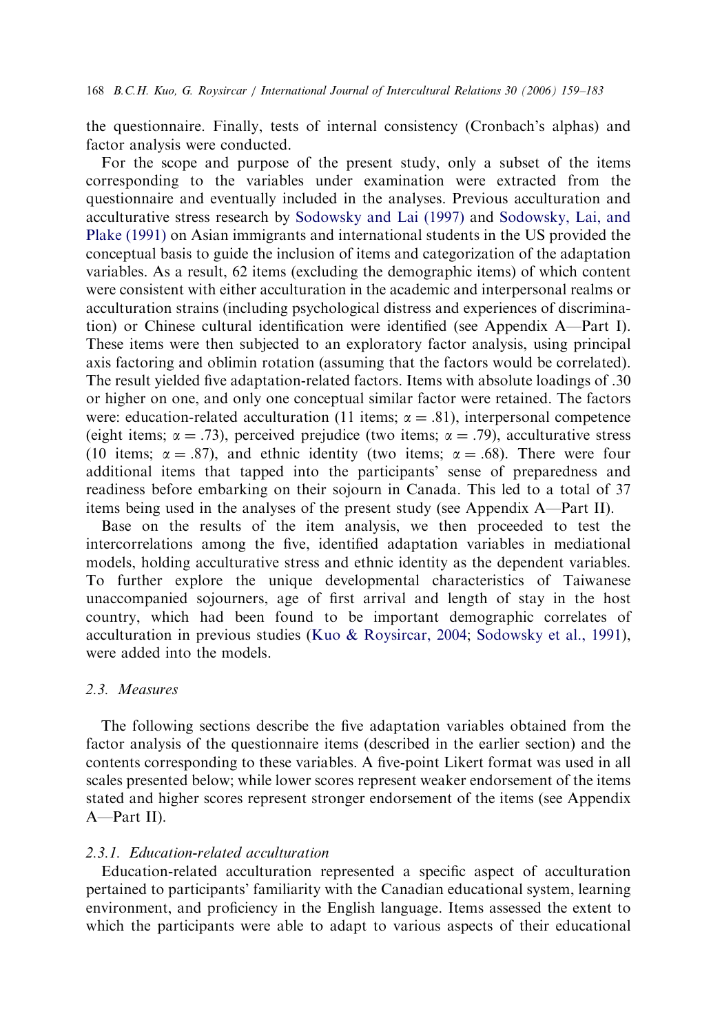the questionnaire. Finally, tests of internal consistency (Cronbach's alphas) and factor analysis were conducted.

For the scope and purpose of the present study, only a subset of the items corresponding to the variables under examination were extracted from the questionnaire and eventually included in the analyses. Previous acculturation and acculturative stress research by Sodowsky and Lai (1997) and Sodowsky, Lai, and Plake (1991) on Asian immigrants and international students in the US provided the conceptual basis to guide the inclusion of items and categorization of the adaptation variables. As a result, 62 items (excluding the demographic items) of which content were consistent with either acculturation in the academic and interpersonal realms or acculturation strains (including psychological distress and experiences of discrimination) or Chinese cultural identification were identified (see Appendix A—Part I). These items were then subjected to an exploratory factor analysis, using principal axis factoring and oblimin rotation (assuming that the factors would be correlated). The result yielded five adaptation-related factors. Items with absolute loadings of .30 or higher on one, and only one conceptual similar factor were retained. The factors were: education-related acculturation (11 items; $\alpha = .81$), interpersonal competence (eight items; $\alpha = .73$), perceived prejudice (two items; $\alpha = .79$), acculturative stress (10 items; $\alpha = .87$), and ethnic identity (two items; $\alpha = .68$). There were four additional items that tapped into the participants' sense of preparedness and readiness before embarking on their sojourn in Canada. This led to a total of 37 items being used in the analyses of the present study (see Appendix A—Part II).

Base on the results of the item analysis, we then proceeded to test the intercorrelations among the five, identified adaptation variables in mediational models, holding acculturative stress and ethnic identity as the dependent variables. To further explore the unique developmental characteristics of Taiwanese unaccompanied sojourners, age of first arrival and length of stay in the host country, which had been found to be important demographic correlates of acculturation in previous studies (Kuo & Roysircar, 2004; Sodowsky et al., 1991), were added into the models.

### 2.3. Measures

The following sections describe the five adaptation variables obtained from the factor analysis of the questionnaire items (described in the earlier section) and the contents corresponding to these variables. A five-point Likert format was used in all scales presented below; while lower scores represent weaker endorsement of the items stated and higher scores represent stronger endorsement of the items (see Appendix A—Part II).

#### 2.3.1. Education-related acculturation

Education-related acculturation represented a specific aspect of acculturation pertained to participants' familiarity with the Canadian educational system, learning environment, and proficiency in the English language. Items assessed the extent to which the participants were able to adapt to various aspects of their educational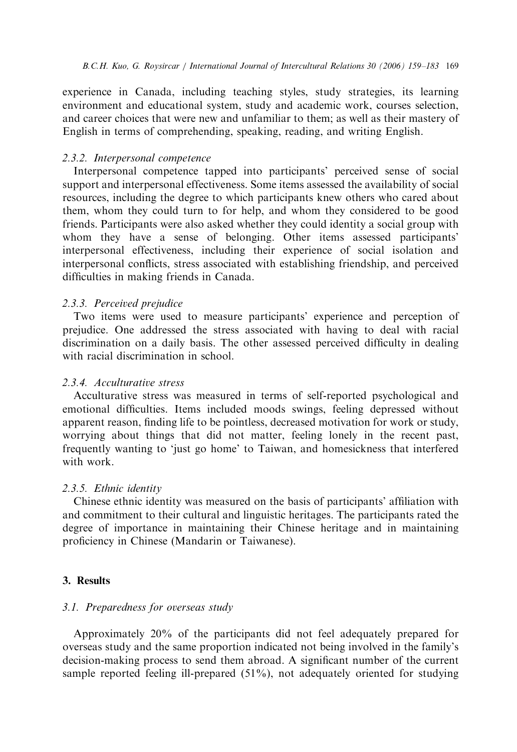experience in Canada, including teaching styles, study strategies, its learning environment and educational system, study and academic work, courses selection, and career choices that were new and unfamiliar to them; as well as their mastery of English in terms of comprehending, speaking, reading, and writing English.

### 2.3.2. Interpersonal competence

Interpersonal competence tapped into participants' perceived sense of social support and interpersonal effectiveness. Some items assessed the availability of social resources, including the degree to which participants knew others who cared about them, whom they could turn to for help, and whom they considered to be good friends. Participants were also asked whether they could identity a social group with whom they have a sense of belonging. Other items assessed participants' interpersonal effectiveness, including their experience of social isolation and interpersonal conflicts, stress associated with establishing friendship, and perceived difficulties in making friends in Canada.

### 2.3.3. Perceived prejudice

Two items were used to measure participants' experience and perception of prejudice. One addressed the stress associated with having to deal with racial discrimination on a daily basis. The other assessed perceived difficulty in dealing with racial discrimination in school.

### 2.3.4. Acculturative stress

Acculturative stress was measured in terms of self-reported psychological and emotional difficulties. Items included moods swings, feeling depressed without apparent reason, finding life to be pointless, decreased motivation for work or study, worrying about things that did not matter, feeling lonely in the recent past, frequently wanting to 'just go home' to Taiwan, and homesickness that interfered with work.

### 2.3.5. Ethnic identity

Chinese ethnic identity was measured on the basis of participants' affiliation with and commitment to their cultural and linguistic heritages. The participants rated the degree of importance in maintaining their Chinese heritage and in maintaining proficiency in Chinese (Mandarin or Taiwanese).

## 3. Results

### 3.1. Preparedness for overseas study

Approximately 20% of the participants did not feel adequately prepared for overseas study and the same proportion indicated not being involved in the family's decision-making process to send them abroad. A significant number of the current sample reported feeling ill-prepared (51%), not adequately oriented for studying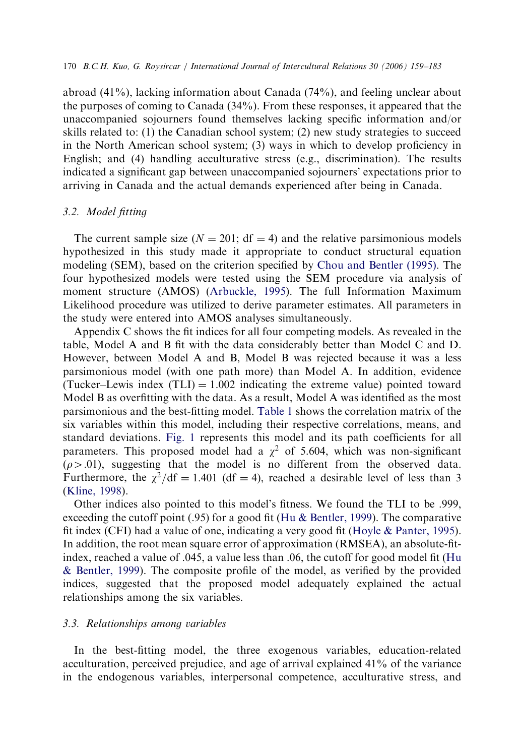abroad (41%), lacking information about Canada (74%), and feeling unclear about the purposes of coming to Canada (34%). From these responses, it appeared that the unaccompanied sojourners found themselves lacking specific information and/or skills related to: (1) the Canadian school system; (2) new study strategies to succeed in the North American school system; (3) ways in which to develop proficiency in English; and (4) handling acculturative stress (e.g., discrimination). The results indicated a significant gap between unaccompanied sojourners' expectations prior to arriving in Canada and the actual demands experienced after being in Canada.

### 3.2. Model fitting

The current sample size ($N = 201$; df $= 4$) and the relative parsimonious models hypothesized in this study made it appropriate to conduct structural equation modeling (SEM), based on the criterion specified by Chou and Bentler (1995). The four hypothesized models were tested using the SEM procedure via analysis of moment structure (AMOS) (Arbuckle, 1995). The full Information Maximum Likelihood procedure was utilized to derive parameter estimates. All parameters in the study were entered into AMOS analyses simultaneously.

Appendix C shows the fit indices for all four competing models. As revealed in the table, Model A and B fit with the data considerably better than Model C and D. However, between Model A and B, Model B was rejected because it was a less parsimonious model (with one path more) than Model A. In addition, evidence (Tucker–Lewis index (TLI) $= 1.002$ indicating the extreme value) pointed toward Model B as overfitting with the data. As a result, Model A was identified as the most parsimonious and the best-fitting model. Table 1 shows the correlation matrix of the six variables within this model, including their respective correlations, means, and standard deviations. Fig. 1 represents this model and its path coefficients for all parameters. This proposed model had a $\chi^2$ of 5.604, which was non-significant ($\rho > .01$), suggesting that the model is no different from the observed data. Furthermore, the $\chi^2/\text{df} = 1.401$ (df $= 4$), reached a desirable level of less than 3 (Kline, 1998).

Other indices also pointed to this model's fitness. We found the TLI to be .999, exceeding the cutoff point (.95) for a good fit (Hu & Bentler, 1999). The comparative fit index (CFI) had a value of one, indicating a very good fit (Hoyle & Panter, 1995). In addition, the root mean square error of approximation (RMSEA), an absolute-fit-index, reached a value of .045, a value less than .06, the cutoff for good model fit (Hu & Bentler, 1999). The composite profile of the model, as verified by the provided indices, suggested that the proposed model adequately explained the actual relationships among the six variables.

### 3.3. Relationships among variables

In the best-fitting model, the three exogenous variables, education-related acculturation, perceived prejudice, and age of arrival explained 41% of the variance in the endogenous variables, interpersonal competence, acculturative stress, and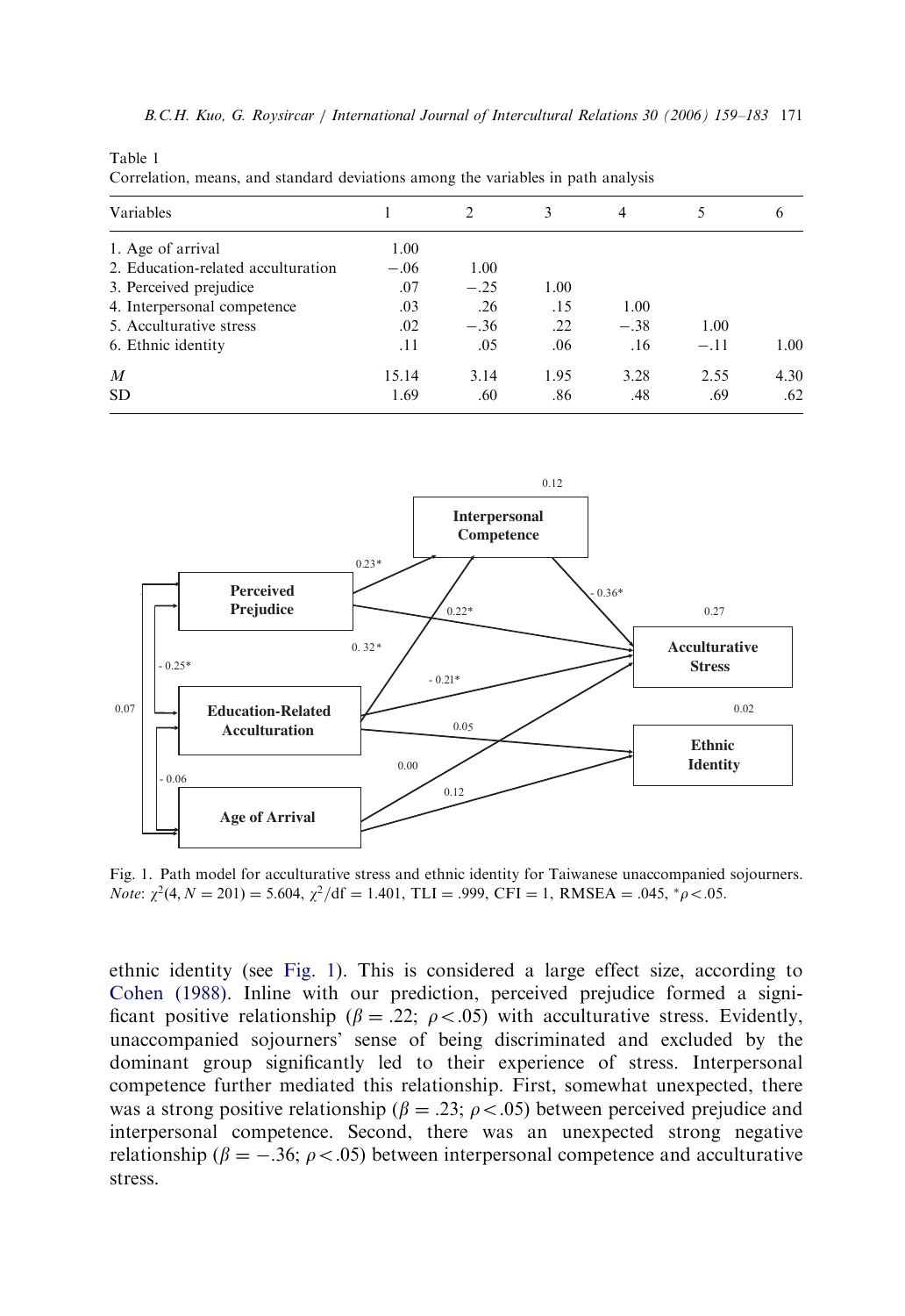Table 1
Correlation, means, and standard deviations among the variables in path analysis

| Variables | 1 | 2 | 3 | 4 | 5 | 6 |
|---|---|---|---|---|---|---|
| 1. Age of arrival | 1.00 | | | | | |
| 2. Education-related acculturation | −.06 | 1.00 | | | | |
| 3. Perceived prejudice | .07 | −.25 | 1.00 | | | |
| 4. Interpersonal competence | .03 | .26 | .15 | 1.00 | | |
| 5. Acculturative stress | .02 | −.36 | .22 | −.38 | 1.00 | |
| 6. Ethnic identity | .11 | .05 | .06 | .16 | −.11 | 1.00 |
| *M* | 15.14 | 3.14 | 1.95 | 3.28 | 2.55 | 4.30 |
| SD | 1.69 | .60 | .86 | .48 | .69 | .62 |

0.12

Interpersonal Competence

0.23*

- 0.36*

Perceived Prejudice

0.22*

0.27

Acculturative Stress

0. 32*

- 0.25*

- 0.21*

0.07

Education-Related Acculturation

0.05

0.02

Ethnic Identity

0.00

- 0.06

0.12

Age of Arrival

Fig. 1. Path model for acculturative stress and ethnic identity for Taiwanese unaccompanied sojourners. *Note*: $\chi^2(4, N = 201) = 5.604$, $\chi^2/\text{df} = 1.401$, TLI = .999, CFI = 1, RMSEA = .045, $^*\rho < .05$.

ethnic identity (see Fig. 1). This is considered a large effect size, according to Cohen (1988). Inline with our prediction, perceived prejudice formed a significant positive relationship ($\beta = .22$; $\rho < .05$) with acculturative stress. Evidently, unaccompanied sojourners' sense of being discriminated and excluded by the dominant group significantly led to their experience of stress. Interpersonal competence further mediated this relationship. First, somewhat unexpected, there was a strong positive relationship ($\beta = .23$; $\rho < .05$) between perceived prejudice and interpersonal competence. Second, there was an unexpected strong negative relationship ($\beta = -.36$; $\rho < .05$) between interpersonal competence and acculturative stress.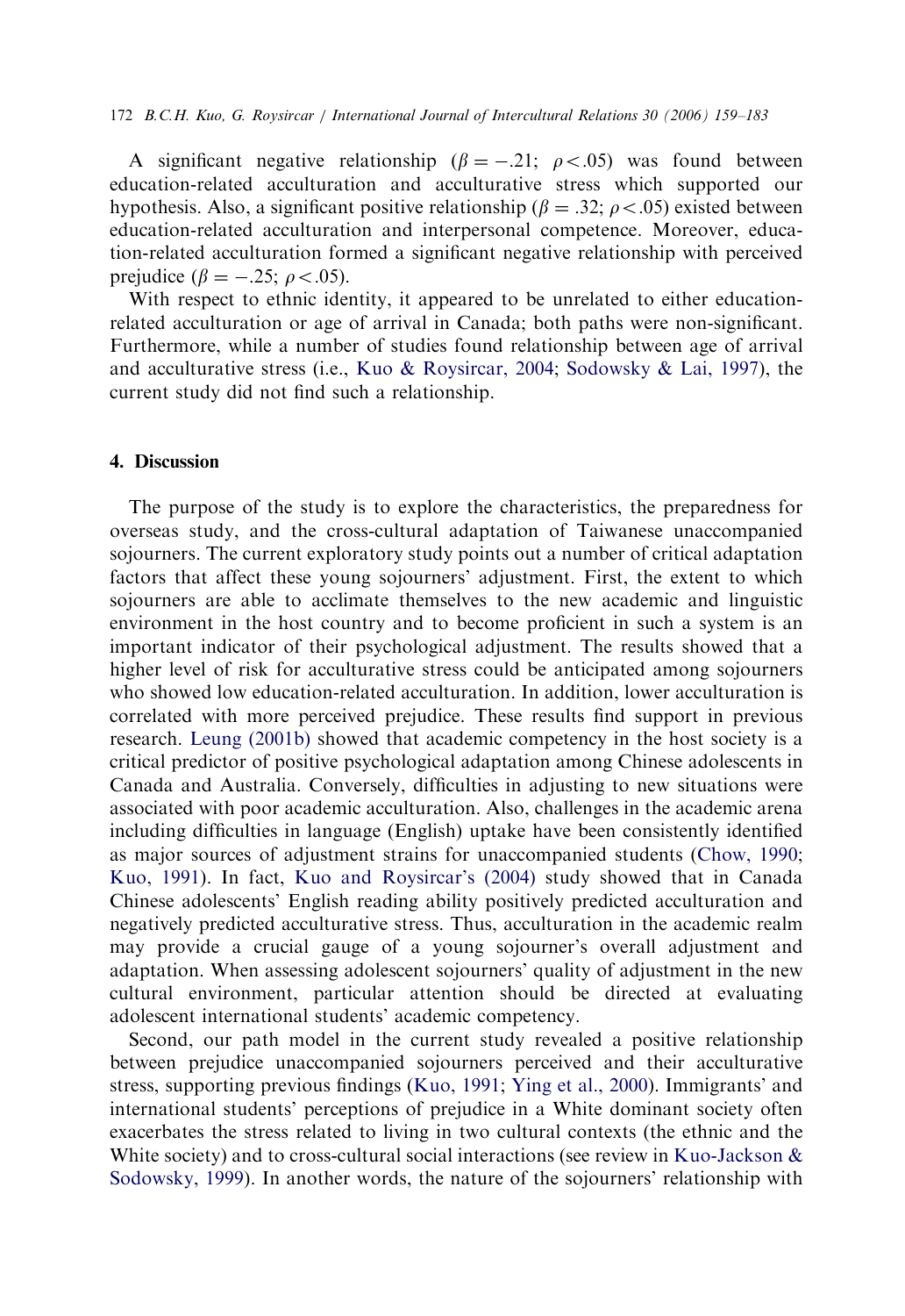A significant negative relationship ($\beta = -.21$; $\rho < .05$) was found between education-related acculturation and acculturative stress which supported our hypothesis. Also, a significant positive relationship ($\beta = .32$; $\rho < .05$) existed between education-related acculturation and interpersonal competence. Moreover, education-related acculturation formed a significant negative relationship with perceived prejudice ($\beta = -.25$; $\rho < .05$).

With respect to ethnic identity, it appeared to be unrelated to either education-related acculturation or age of arrival in Canada; both paths were non-significant. Furthermore, while a number of studies found relationship between age of arrival and acculturative stress (i.e., Kuo & Roysircar, 2004; Sodowsky & Lai, 1997), the current study did not find such a relationship.

## 4. Discussion

The purpose of the study is to explore the characteristics, the preparedness for overseas study, and the cross-cultural adaptation of Taiwanese unaccompanied sojourners. The current exploratory study points out a number of critical adaptation factors that affect these young sojourners' adjustment. First, the extent to which sojourners are able to acclimate themselves to the new academic and linguistic environment in the host country and to become proficient in such a system is an important indicator of their psychological adjustment. The results showed that a higher level of risk for acculturative stress could be anticipated among sojourners who showed low education-related acculturation. In addition, lower acculturation is correlated with more perceived prejudice. These results find support in previous research. Leung (2001b) showed that academic competency in the host society is a critical predictor of positive psychological adaptation among Chinese adolescents in Canada and Australia. Conversely, difficulties in adjusting to new situations were associated with poor academic acculturation. Also, challenges in the academic arena including difficulties in language (English) uptake have been consistently identified as major sources of adjustment strains for unaccompanied students (Chow, 1990; Kuo, 1991). In fact, Kuo and Roysircar's (2004) study showed that in Canada Chinese adolescents' English reading ability positively predicted acculturation and negatively predicted acculturative stress. Thus, acculturation in the academic realm may provide a crucial gauge of a young sojourner's overall adjustment and adaptation. When assessing adolescent sojourners' quality of adjustment in the new cultural environment, particular attention should be directed at evaluating adolescent international students' academic competency.

Second, our path model in the current study revealed a positive relationship between prejudice unaccompanied sojourners perceived and their acculturative stress, supporting previous findings (Kuo, 1991; Ying et al., 2000). Immigrants' and international students' perceptions of prejudice in a White dominant society often exacerbates the stress related to living in two cultural contexts (the ethnic and the White society) and to cross-cultural social interactions (see review in Kuo-Jackson & Sodowsky, 1999). In another words, the nature of the sojourners' relationship with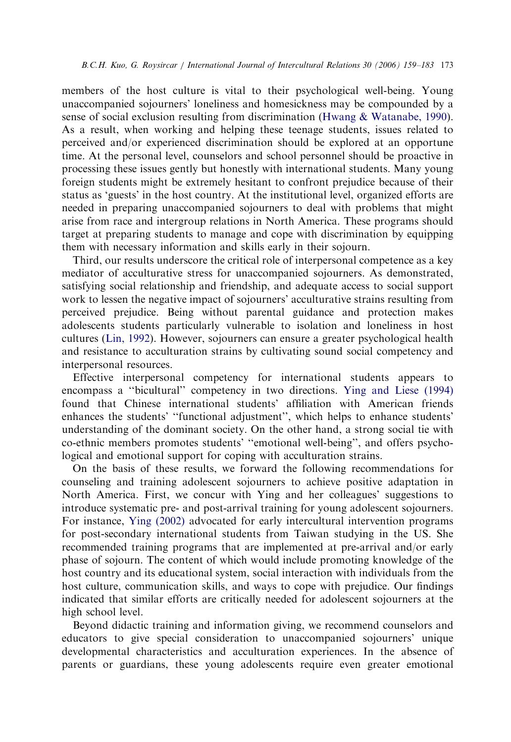members of the host culture is vital to their psychological well-being. Young unaccompanied sojourners' loneliness and homesickness may be compounded by a sense of social exclusion resulting from discrimination (Hwang & Watanabe, 1990). As a result, when working and helping these teenage students, issues related to perceived and/or experienced discrimination should be explored at an opportune time. At the personal level, counselors and school personnel should be proactive in processing these issues gently but honestly with international students. Many young foreign students might be extremely hesitant to confront prejudice because of their status as 'guests' in the host country. At the institutional level, organized efforts are needed in preparing unaccompanied sojourners to deal with problems that might arise from race and intergroup relations in North America. These programs should target at preparing students to manage and cope with discrimination by equipping them with necessary information and skills early in their sojourn.

Third, our results underscore the critical role of interpersonal competence as a key mediator of acculturative stress for unaccompanied sojourners. As demonstrated, satisfying social relationship and friendship, and adequate access to social support work to lessen the negative impact of sojourners' acculturative strains resulting from perceived prejudice. Being without parental guidance and protection makes adolescents students particularly vulnerable to isolation and loneliness in host cultures (Lin, 1992). However, sojourners can ensure a greater psychological health and resistance to acculturation strains by cultivating sound social competency and interpersonal resources.

Effective interpersonal competency for international students appears to encompass a "bicultural" competency in two directions. Ying and Liese (1994) found that Chinese international students' affiliation with American friends enhances the students' "functional adjustment", which helps to enhance students' understanding of the dominant society. On the other hand, a strong social tie with co-ethnic members promotes students' "emotional well-being", and offers psychological and emotional support for coping with acculturation strains.

On the basis of these results, we forward the following recommendations for counseling and training adolescent sojourners to achieve positive adaptation in North America. First, we concur with Ying and her colleagues' suggestions to introduce systematic pre- and post-arrival training for young adolescent sojourners. For instance, Ying (2002) advocated for early intercultural intervention programs for post-secondary international students from Taiwan studying in the US. She recommended training programs that are implemented at pre-arrival and/or early phase of sojourn. The content of which would include promoting knowledge of the host country and its educational system, social interaction with individuals from the host culture, communication skills, and ways to cope with prejudice. Our findings indicated that similar efforts are critically needed for adolescent sojourners at the high school level.

Beyond didactic training and information giving, we recommend counselors and educators to give special consideration to unaccompanied sojourners' unique developmental characteristics and acculturation experiences. In the absence of parents or guardians, these young adolescents require even greater emotional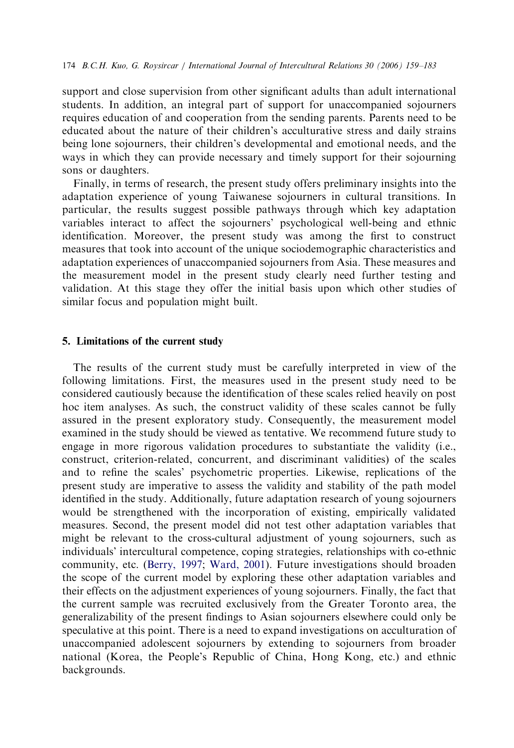support and close supervision from other significant adults than adult international students. In addition, an integral part of support for unaccompanied sojourners requires education of and cooperation from the sending parents. Parents need to be educated about the nature of their children's acculturative stress and daily strains being lone sojourners, their children's developmental and emotional needs, and the ways in which they can provide necessary and timely support for their sojourning sons or daughters.

Finally, in terms of research, the present study offers preliminary insights into the adaptation experience of young Taiwanese sojourners in cultural transitions. In particular, the results suggest possible pathways through which key adaptation variables interact to affect the sojourners' psychological well-being and ethnic identification. Moreover, the present study was among the first to construct measures that took into account of the unique sociodemographic characteristics and adaptation experiences of unaccompanied sojourners from Asia. These measures and the measurement model in the present study clearly need further testing and validation. At this stage they offer the initial basis upon which other studies of similar focus and population might built.

## 5. Limitations of the current study

The results of the current study must be carefully interpreted in view of the following limitations. First, the measures used in the present study need to be considered cautiously because the identification of these scales relied heavily on post hoc item analyses. As such, the construct validity of these scales cannot be fully assured in the present exploratory study. Consequently, the measurement model examined in the study should be viewed as tentative. We recommend future study to engage in more rigorous validation procedures to substantiate the validity (i.e., construct, criterion-related, concurrent, and discriminant validities) of the scales and to refine the scales' psychometric properties. Likewise, replications of the present study are imperative to assess the validity and stability of the path model identified in the study. Additionally, future adaptation research of young sojourners would be strengthened with the incorporation of existing, empirically validated measures. Second, the present model did not test other adaptation variables that might be relevant to the cross-cultural adjustment of young sojourners, such as individuals' intercultural competence, coping strategies, relationships with co-ethnic community, etc. (Berry, 1997; Ward, 2001). Future investigations should broaden the scope of the current model by exploring these other adaptation variables and their effects on the adjustment experiences of young sojourners. Finally, the fact that the current sample was recruited exclusively from the Greater Toronto area, the generalizability of the present findings to Asian sojourners elsewhere could only be speculative at this point. There is a need to expand investigations on acculturation of unaccompanied adolescent sojourners by extending to sojourners from broader national (Korea, the People's Republic of China, Hong Kong, etc.) and ethnic backgrounds.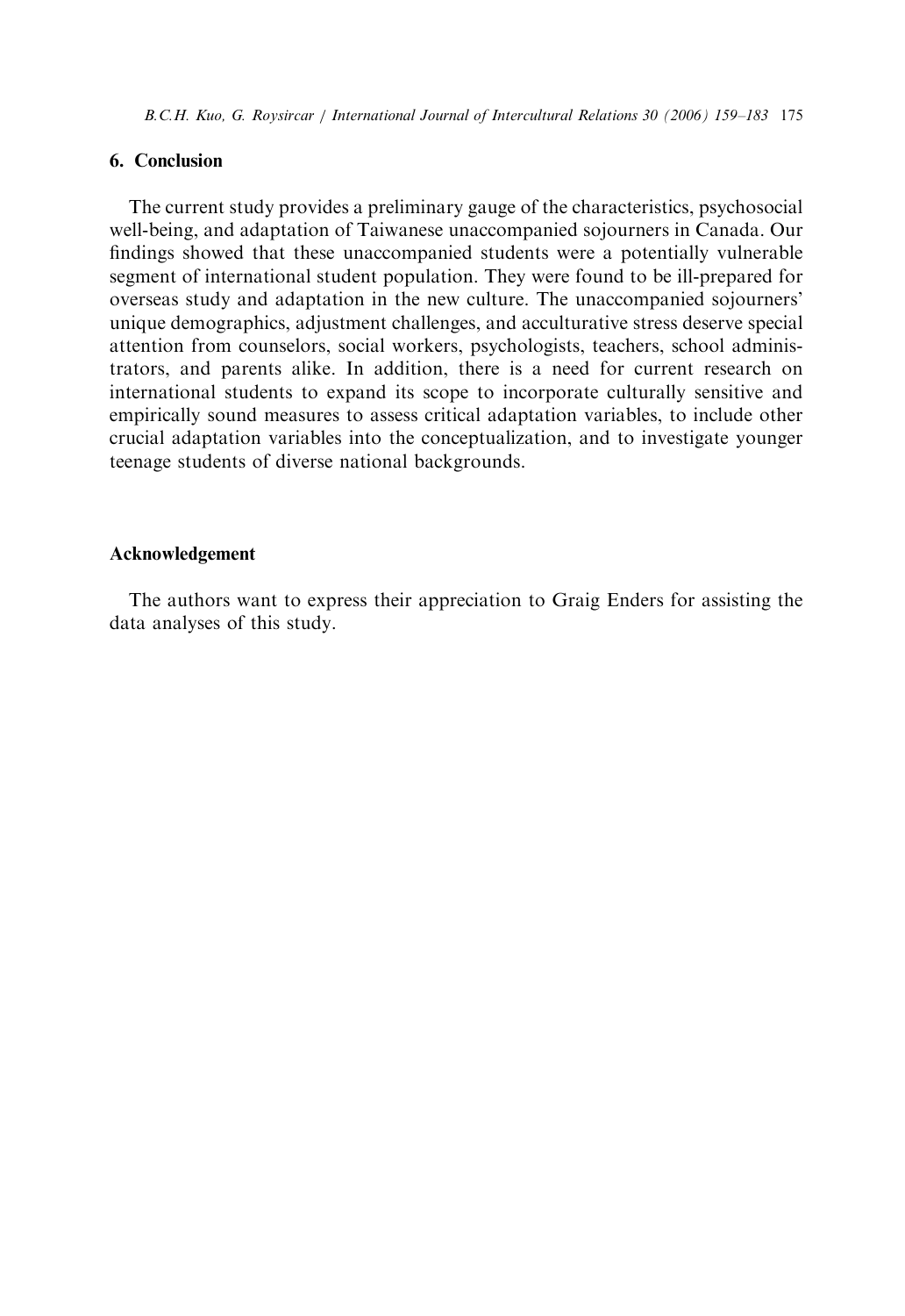## 6. Conclusion

The current study provides a preliminary gauge of the characteristics, psychosocial well-being, and adaptation of Taiwanese unaccompanied sojourners in Canada. Our findings showed that these unaccompanied students were a potentially vulnerable segment of international student population. They were found to be ill-prepared for overseas study and adaptation in the new culture. The unaccompanied sojourners' unique demographics, adjustment challenges, and acculturative stress deserve special attention from counselors, social workers, psychologists, teachers, school administrators, and parents alike. In addition, there is a need for current research on international students to expand its scope to incorporate culturally sensitive and empirically sound measures to assess critical adaptation variables, to include other crucial adaptation variables into the conceptualization, and to investigate younger teenage students of diverse national backgrounds.

## Acknowledgement

The authors want to express their appreciation to Graig Enders for assisting the data analyses of this study.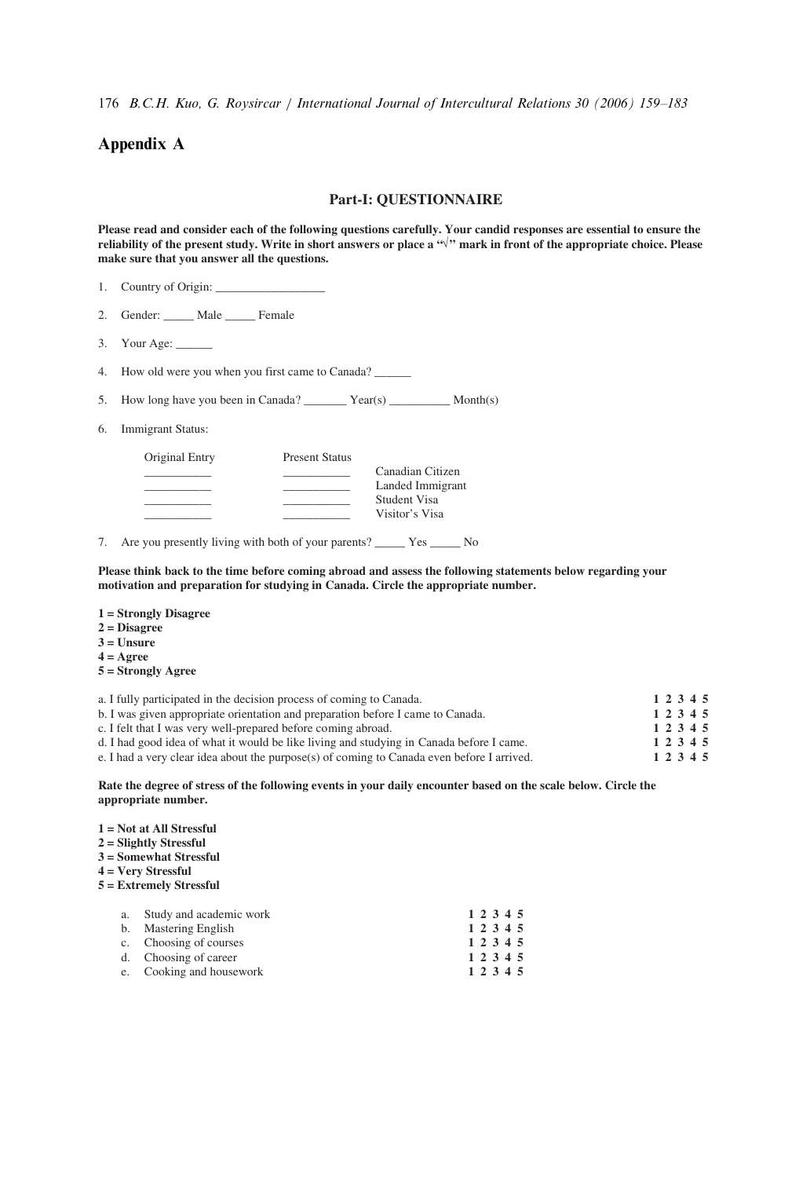## Appendix A

### Part-I: QUESTIONNAIRE

**Please read and consider each of the following questions carefully. Your candid responses are essential to ensure the reliability of the present study. Write in short answers or place a "√" mark in front of the appropriate choice. Please make sure that you answer all the questions.**

1. Country of Origin: __________________

2. Gender: _____ Male _____ Female

3. Your Age: ______

4. How old were you when you first came to Canada? ______

5. How long have you been in Canada? _______ Year(s) __________ Month(s)

6. Immigrant Status:

| Original Entry | Present Status | |
|---|---|---|
| ___________ | ___________ | Canadian Citizen |
| ___________ | ___________ | Landed Immigrant |
| ___________ | ___________ | Student Visa |
| ___________ | ___________ | Visitor's Visa |

7. Are you presently living with both of your parents? _____ Yes _____ No

**Please think back to the time before coming abroad and assess the following statements below regarding your motivation and preparation for studying in Canada. Circle the appropriate number.**

**1 = Strongly Disagree**
**2 = Disagree**
**3 = Unsure**
**4 = Agree**
**5 = Strongly Agree**

| | |
|---|---|
| a. I fully participated in the decision process of coming to Canada. | **1 2 3 4 5** |
| b. I was given appropriate orientation and preparation before I came to Canada. | **1 2 3 4 5** |
| c. I felt that I was very well-prepared before coming abroad. | **1 2 3 4 5** |
| d. I had good idea of what it would be like living and studying in Canada before I came. | **1 2 3 4 5** |
| e. I had a very clear idea about the purpose(s) of coming to Canada even before I arrived. | **1 2 3 4 5** |

**Rate the degree of stress of the following events in your daily encounter based on the scale below. Circle the appropriate number.**

**1 = Not at All Stressful**
**2 = Slightly Stressful**
**3 = Somewhat Stressful**
**4 = Very Stressful**
**5 = Extremely Stressful**

| | |
|---|---|
| a. Study and academic work | **1 2 3 4 5** |
| b. Mastering English | **1 2 3 4 5** |
| c. Choosing of courses | **1 2 3 4 5** |
| d. Choosing of career | **1 2 3 4 5** |
| e. Cooking and housework | **1 2 3 4 5** |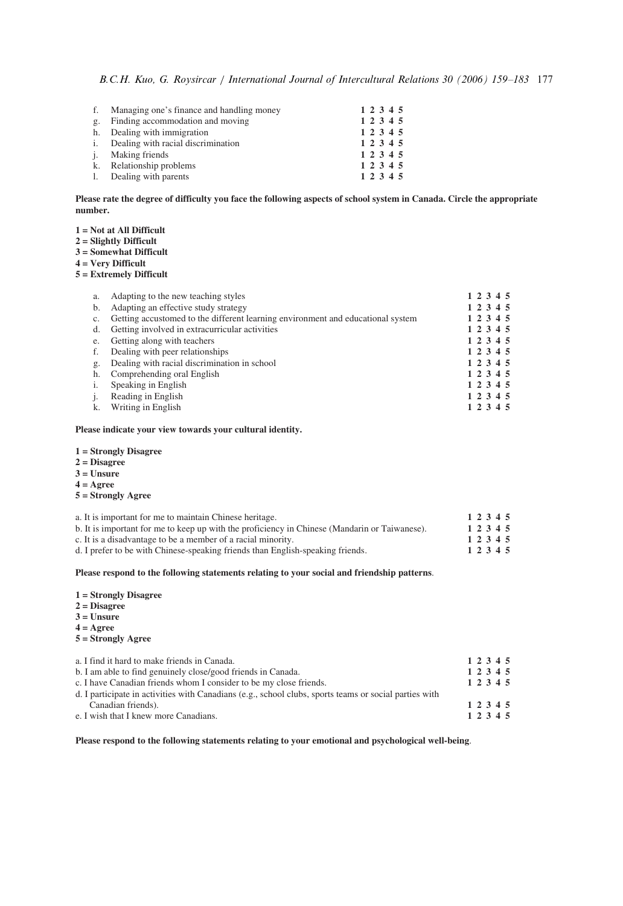| | | |
|---|---|---|
| f. | Managing one's finance and handling money | 1 2 3 4 5 |
| g. | Finding accommodation and moving | 1 2 3 4 5 |
| h. | Dealing with immigration | 1 2 3 4 5 |
| i. | Dealing with racial discrimination | 1 2 3 4 5 |
| j. | Making friends | 1 2 3 4 5 |
| k. | Relationship problems | 1 2 3 4 5 |
| l. | Dealing with parents | 1 2 3 4 5 |

**Please rate the degree of difficulty you face the following aspects of school system in Canada. Circle the appropriate number.**

**1 = Not at All Difficult**
**2 = Slightly Difficult**
**3 = Somewhat Difficult**
**4 = Very Difficult**
**5 = Extremely Difficult**

| | | |
|---|---|---|
| a. | Adapting to the new teaching styles | 1 2 3 4 5 |
| b. | Adapting an effective study strategy | 1 2 3 4 5 |
| c. | Getting accustomed to the different learning environment and educational system | 1 2 3 4 5 |
| d. | Getting involved in extracurricular activities | 1 2 3 4 5 |
| e. | Getting along with teachers | 1 2 3 4 5 |
| f. | Dealing with peer relationships | 1 2 3 4 5 |
| g. | Dealing with racial discrimination in school | 1 2 3 4 5 |
| h. | Comprehending oral English | 1 2 3 4 5 |
| i. | Speaking in English | 1 2 3 4 5 |
| j. | Reading in English | 1 2 3 4 5 |
| k. | Writing in English | 1 2 3 4 5 |

**Please indicate your view towards your cultural identity.**

**1 = Strongly Disagree**
**2 = Disagree**
**3 = Unsure**
**4 = Agree**
**5 = Strongly Agree**

| | |
|---|---|
| a. It is important for me to maintain Chinese heritage. | 1 2 3 4 5 |
| b. It is important for me to keep up with the proficiency in Chinese (Mandarin or Taiwanese). | 1 2 3 4 5 |
| c. It is a disadvantage to be a member of a racial minority. | 1 2 3 4 5 |
| d. I prefer to be with Chinese-speaking friends than English-speaking friends. | 1 2 3 4 5 |

**Please respond to the following statements relating to your social and friendship patterns**.

**1 = Strongly Disagree**
**2 = Disagree**
**3 = Unsure**
**4 = Agree**
**5 = Strongly Agree**

| | |
|---|---|
| a. I find it hard to make friends in Canada. | 1 2 3 4 5 |
| b. I am able to find genuinely close/good friends in Canada. | 1 2 3 4 5 |
| c. I have Canadian friends whom I consider to be my close friends. | 1 2 3 4 5 |
| d. I participate in activities with Canadians (e.g., school clubs, sports teams or social parties with Canadian friends). | 1 2 3 4 5 |
| e. I wish that I knew more Canadians. | 1 2 3 4 5 |

**Please respond to the following statements relating to your emotional and psychological well-being**.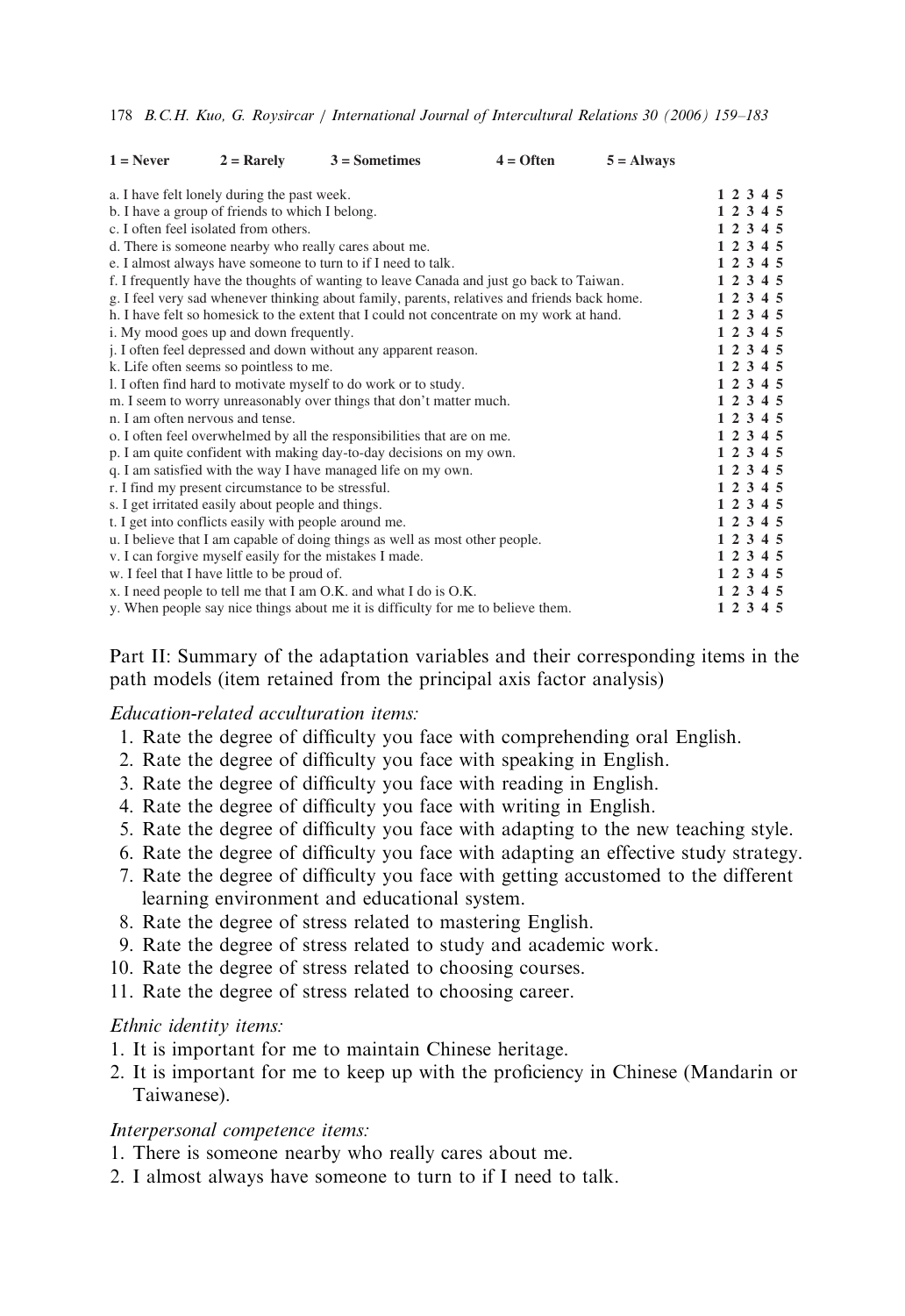| 1 = Never | 2 = Rarely | 3 = Sometimes | 4 = Often | 5 = Always |
|---|---|---|---|---|

a. I have felt lonely during the past week. **1 2 3 4 5**
b. I have a group of friends to which I belong. **1 2 3 4 5**
c. I often feel isolated from others. **1 2 3 4 5**
d. There is someone nearby who really cares about me. **1 2 3 4 5**
e. I almost always have someone to turn to if I need to talk. **1 2 3 4 5**
f. I frequently have the thoughts of wanting to leave Canada and just go back to Taiwan. **1 2 3 4 5**
g. I feel very sad whenever thinking about family, parents, relatives and friends back home. **1 2 3 4 5**
h. I have felt so homesick to the extent that I could not concentrate on my work at hand. **1 2 3 4 5**
i. My mood goes up and down frequently. **1 2 3 4 5**
j. I often feel depressed and down without any apparent reason. **1 2 3 4 5**
k. Life often seems so pointless to me. **1 2 3 4 5**
l. I often find hard to motivate myself to do work or to study. **1 2 3 4 5**
m. I seem to worry unreasonably over things that don't matter much. **1 2 3 4 5**
n. I am often nervous and tense. **1 2 3 4 5**
o. I often feel overwhelmed by all the responsibilities that are on me. **1 2 3 4 5**
p. I am quite confident with making day-to-day decisions on my own. **1 2 3 4 5**
q. I am satisfied with the way I have managed life on my own. **1 2 3 4 5**
r. I find my present circumstance to be stressful. **1 2 3 4 5**
s. I get irritated easily about people and things. **1 2 3 4 5**
t. I get into conflicts easily with people around me. **1 2 3 4 5**
u. I believe that I am capable of doing things as well as most other people. **1 2 3 4 5**
v. I can forgive myself easily for the mistakes I made. **1 2 3 4 5**
w. I feel that I have little to be proud of. **1 2 3 4 5**
x. I need people to tell me that I am O.K. and what I do is O.K. **1 2 3 4 5**
y. When people say nice things about me it is difficulty for me to believe them. **1 2 3 4 5**

Part II: Summary of the adaptation variables and their corresponding items in the path models (item retained from the principal axis factor analysis)

*Education-related acculturation items:*

1. Rate the degree of difficulty you face with comprehending oral English.
2. Rate the degree of difficulty you face with speaking in English.
3. Rate the degree of difficulty you face with reading in English.
4. Rate the degree of difficulty you face with writing in English.
5. Rate the degree of difficulty you face with adapting to the new teaching style.
6. Rate the degree of difficulty you face with adapting an effective study strategy.
7. Rate the degree of difficulty you face with getting accustomed to the different learning environment and educational system.
8. Rate the degree of stress related to mastering English.
9. Rate the degree of stress related to study and academic work.
10. Rate the degree of stress related to choosing courses.
11. Rate the degree of stress related to choosing career.

*Ethnic identity items:*

1. It is important for me to maintain Chinese heritage.
2. It is important for me to keep up with the proficiency in Chinese (Mandarin or Taiwanese).

*Interpersonal competence items:*

1. There is someone nearby who really cares about me.
2. I almost always have someone to turn to if I need to talk.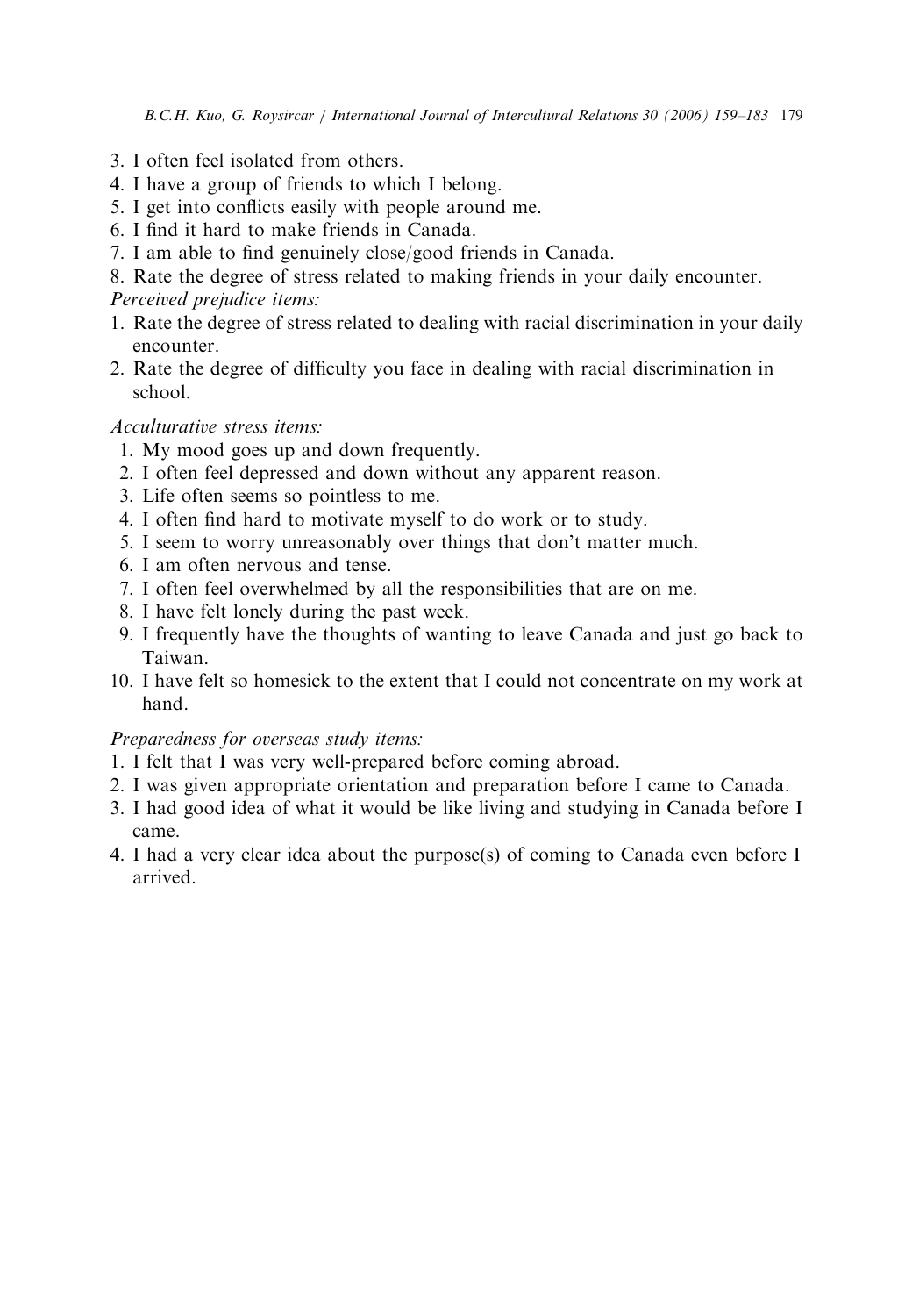3. I often feel isolated from others.
4. I have a group of friends to which I belong.
5. I get into conflicts easily with people around me.
6. I find it hard to make friends in Canada.
7. I am able to find genuinely close/good friends in Canada.
8. Rate the degree of stress related to making friends in your daily encounter.

*Perceived prejudice items:*

1. Rate the degree of stress related to dealing with racial discrimination in your daily encounter.
2. Rate the degree of difficulty you face in dealing with racial discrimination in school.

*Acculturative stress items:*

1. My mood goes up and down frequently.
2. I often feel depressed and down without any apparent reason.
3. Life often seems so pointless to me.
4. I often find hard to motivate myself to do work or to study.
5. I seem to worry unreasonably over things that don't matter much.
6. I am often nervous and tense.
7. I often feel overwhelmed by all the responsibilities that are on me.
8. I have felt lonely during the past week.
9. I frequently have the thoughts of wanting to leave Canada and just go back to Taiwan.
10. I have felt so homesick to the extent that I could not concentrate on my work at hand.

*Preparedness for overseas study items:*

1. I felt that I was very well-prepared before coming abroad.
2. I was given appropriate orientation and preparation before I came to Canada.
3. I had good idea of what it would be like living and studying in Canada before I came.
4. I had a very clear idea about the purpose(s) of coming to Canada even before I arrived.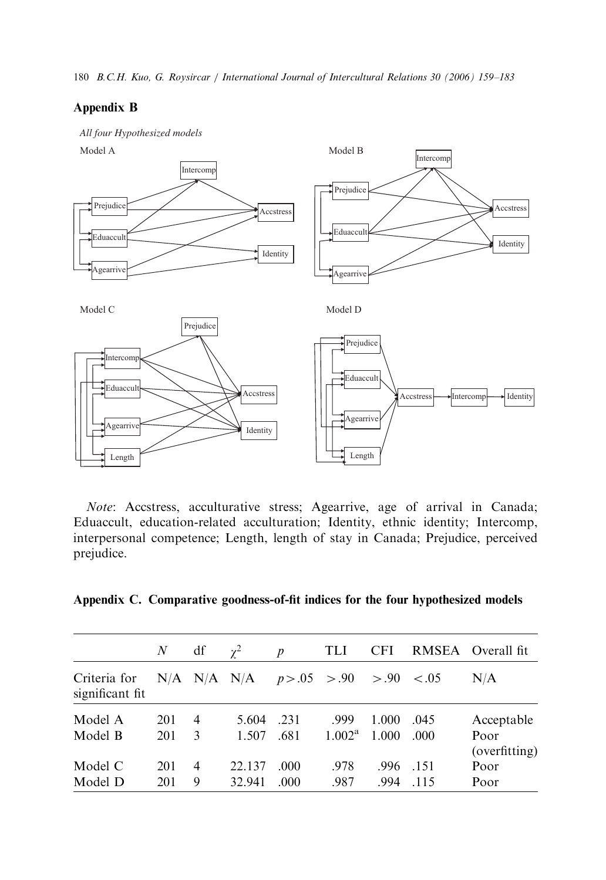## Appendix B

*All four Hypothesized models*

Model A

Intercomp
Prejudice
Accstress
Eduaccult
Identity
Agearrive

Model B

Intercomp
Prejudice
Accstress
Eduaccult
Identity
Agearrive

Model C

Prejudice
Intercomp
Eduaccult
Accstress
Agearrive
Identity
Length

Model D

Prejudice
Eduaccult
Accstress
Intercomp
Identity
Agearrive
Length

*Note*: Accstress, acculturative stress; Agearrive, age of arrival in Canada; Eduaccult, education-related acculturation; Identity, ethnic identity; Intercomp, interpersonal competence; Length, length of stay in Canada; Prejudice, perceived prejudice.

## Appendix C. Comparative goodness-of-fit indices for the four hypothesized models

| | $N$ | df | $\chi^2$ | $p$ | TLI | CFI | RMSEA | Overall fit |
|---|---|---|---|---|---|---|---|---|
| Criteria for significant fit | N/A | N/A | N/A | $p>.05$ | $>.90$ | $>.90$ | $<.05$ | N/A |
| Model A | 201 | 4 | 5.604 | .231 | .999 | 1.000 | .045 | Acceptable |
| Model B | 201 | 3 | 1.507 | .681 | 1.002[a] | 1.000 | .000 | Poor (overfitting) |
| Model C | 201 | 4 | 22.137 | .000 | .978 | .996 | .151 | Poor |
| Model D | 201 | 9 | 32.941 | .000 | .987 | .994 | .115 | Poor |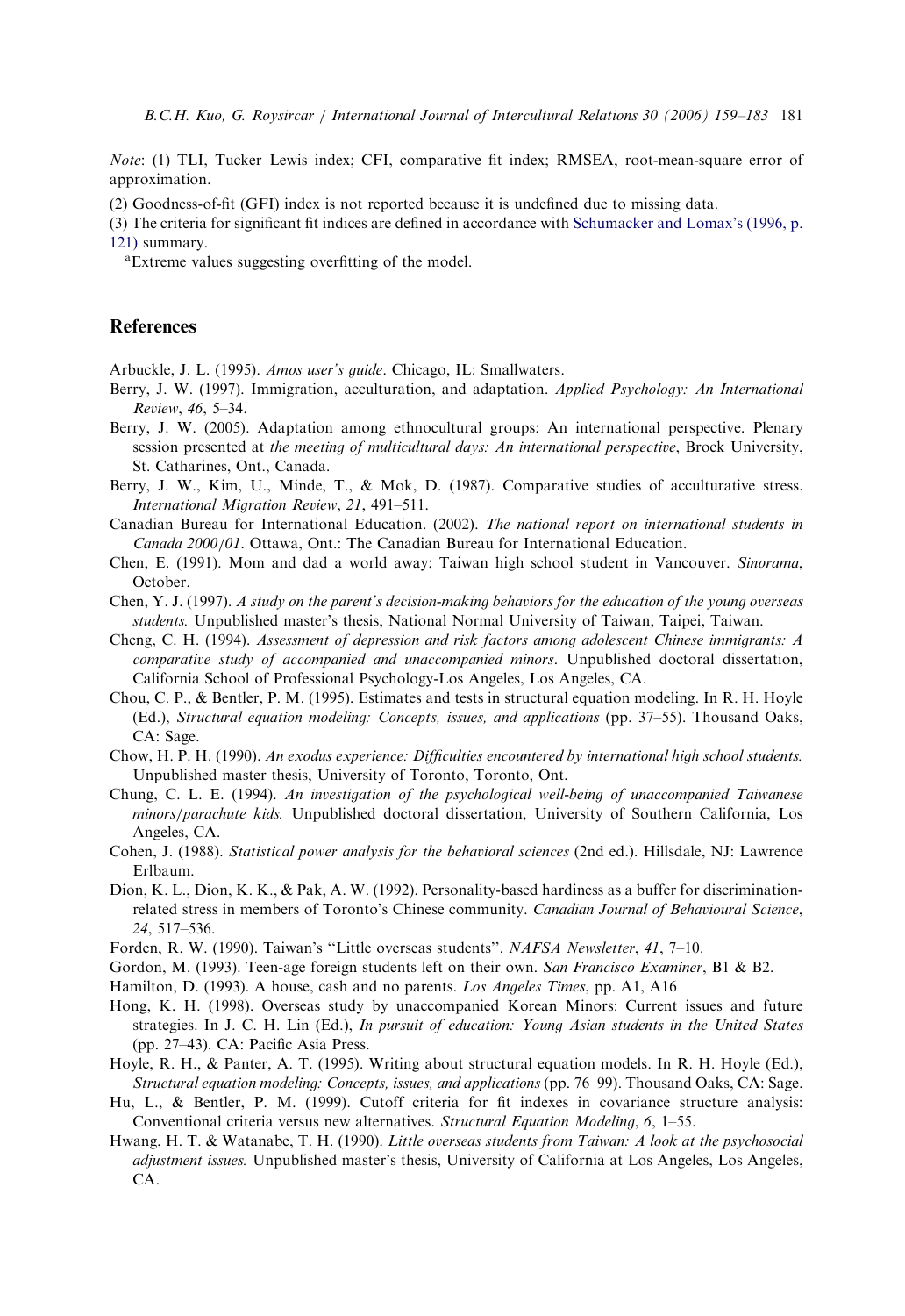*Note*: (1) TLI, Tucker–Lewis index; CFI, comparative fit index; RMSEA, root-mean-square error of approximation.

(2) Goodness-of-fit (GFI) index is not reported because it is undefined due to missing data.

(3) The criteria for significant fit indices are defined in accordance with Schumacker and Lomax's (1996, p. 121) summary.

[a]Extreme values suggesting overfitting of the model.

## References

Arbuckle, J. L. (1995). *Amos user's guide*. Chicago, IL: Smallwaters.

Berry, J. W. (1997). Immigration, acculturation, and adaptation. *Applied Psychology: An International Review*, *46*, 5–34.

Berry, J. W. (2005). Adaptation among ethnocultural groups: An international perspective. Plenary session presented at *the meeting of multicultural days: An international perspective*, Brock University, St. Catharines, Ont., Canada.

Berry, J. W., Kim, U., Minde, T., & Mok, D. (1987). Comparative studies of acculturative stress. *International Migration Review*, *21*, 491–511.

Canadian Bureau for International Education. (2002). *The national report on international students in Canada 2000/01*. Ottawa, Ont.: The Canadian Bureau for International Education.

Chen, E. (1991). Mom and dad a world away: Taiwan high school student in Vancouver. *Sinorama*, October.

Chen, Y. J. (1997). *A study on the parent's decision-making behaviors for the education of the young overseas students.* Unpublished master's thesis, National Normal University of Taiwan, Taipei, Taiwan.

Cheng, C. H. (1994). *Assessment of depression and risk factors among adolescent Chinese immigrants: A comparative study of accompanied and unaccompanied minors*. Unpublished doctoral dissertation, California School of Professional Psychology-Los Angeles, Los Angeles, CA.

Chou, C. P., & Bentler, P. M. (1995). Estimates and tests in structural equation modeling. In R. H. Hoyle (Ed.), *Structural equation modeling: Concepts, issues, and applications* (pp. 37–55). Thousand Oaks, CA: Sage.

Chow, H. P. H. (1990). *An exodus experience: Difficulties encountered by international high school students.* Unpublished master thesis, University of Toronto, Toronto, Ont.

Chung, C. L. E. (1994). *An investigation of the psychological well-being of unaccompanied Taiwanese minors/parachute kids.* Unpublished doctoral dissertation, University of Southern California, Los Angeles, CA.

Cohen, J. (1988). *Statistical power analysis for the behavioral sciences* (2nd ed.). Hillsdale, NJ: Lawrence Erlbaum.

Dion, K. L., Dion, K. K., & Pak, A. W. (1992). Personality-based hardiness as a buffer for discrimination-related stress in members of Toronto's Chinese community. *Canadian Journal of Behavioural Science*, *24*, 517–536.

Forden, R. W. (1990). Taiwan's ''Little overseas students''. *NAFSA Newsletter*, *41*, 7–10.

Gordon, M. (1993). Teen-age foreign students left on their own. *San Francisco Examiner*, B1 & B2.

Hamilton, D. (1993). A house, cash and no parents. *Los Angeles Times*, pp. A1, A16

Hong, K. H. (1998). Overseas study by unaccompanied Korean Minors: Current issues and future strategies. In J. C. H. Lin (Ed.), *In pursuit of education: Young Asian students in the United States* (pp. 27–43). CA: Pacific Asia Press.

Hoyle, R. H., & Panter, A. T. (1995). Writing about structural equation models. In R. H. Hoyle (Ed.), *Structural equation modeling: Concepts, issues, and applications* (pp. 76–99). Thousand Oaks, CA: Sage.

Hu, L., & Bentler, P. M. (1999). Cutoff criteria for fit indexes in covariance structure analysis: Conventional criteria versus new alternatives. *Structural Equation Modeling*, *6*, 1–55.

Hwang, H. T. & Watanabe, T. H. (1990). *Little overseas students from Taiwan: A look at the psychosocial adjustment issues.* Unpublished master's thesis, University of California at Los Angeles, Los Angeles, CA.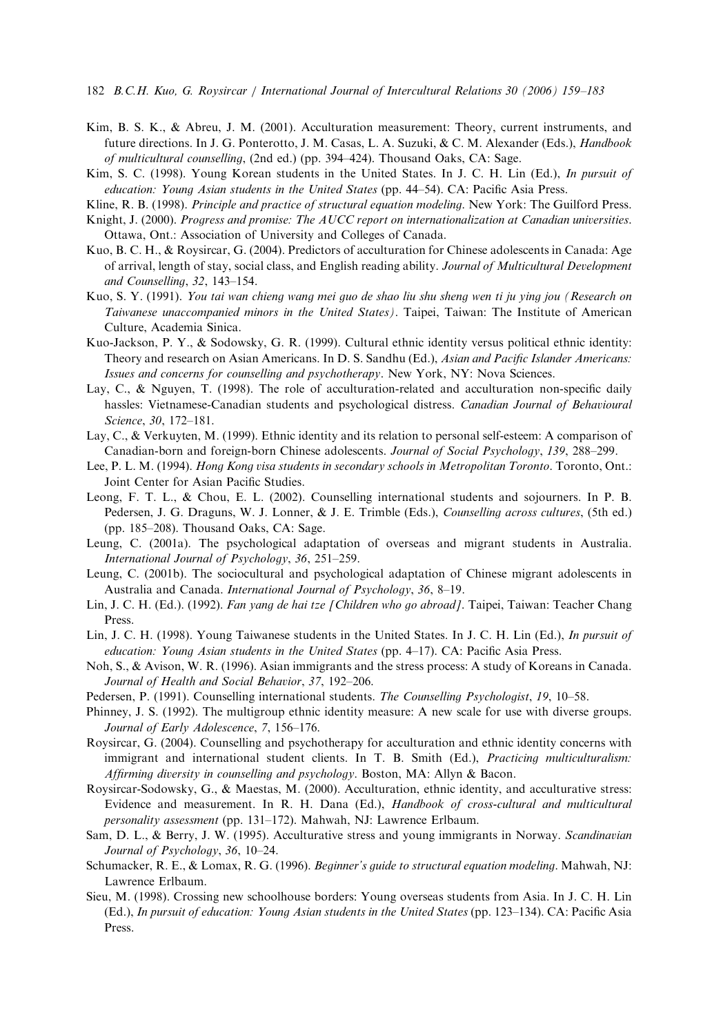Kim, B. S. K., & Abreu, J. M. (2001). Acculturation measurement: Theory, current instruments, and future directions. In J. G. Ponterotto, J. M. Casas, L. A. Suzuki, & C. M. Alexander (Eds.), *Handbook of multicultural counselling*, (2nd ed.) (pp. 394–424). Thousand Oaks, CA: Sage.

Kim, S. C. (1998). Young Korean students in the United States. In J. C. H. Lin (Ed.), *In pursuit of education: Young Asian students in the United States* (pp. 44–54). CA: Pacific Asia Press.

Kline, R. B. (1998). *Principle and practice of structural equation modeling*. New York: The Guilford Press.

Knight, J. (2000). *Progress and promise: The AUCC report on internationalization at Canadian universities*. Ottawa, Ont.: Association of University and Colleges of Canada.

Kuo, B. C. H., & Roysircar, G. (2004). Predictors of acculturation for Chinese adolescents in Canada: Age of arrival, length of stay, social class, and English reading ability. *Journal of Multicultural Development and Counselling*, *32*, 143–154.

Kuo, S. Y. (1991). *You tai wan chieng wang mei guo de shao liu shu sheng wen ti ju ying jou (Research on Taiwanese unaccompanied minors in the United States)*. Taipei, Taiwan: The Institute of American Culture, Academia Sinica.

Kuo-Jackson, P. Y., & Sodowsky, G. R. (1999). Cultural ethnic identity versus political ethnic identity: Theory and research on Asian Americans. In D. S. Sandhu (Ed.), *Asian and Pacific Islander Americans: Issues and concerns for counselling and psychotherapy*. New York, NY: Nova Sciences.

Lay, C., & Nguyen, T. (1998). The role of acculturation-related and acculturation non-specific daily hassles: Vietnamese-Canadian students and psychological distress. *Canadian Journal of Behavioural Science*, *30*, 172–181.

Lay, C., & Verkuyten, M. (1999). Ethnic identity and its relation to personal self-esteem: A comparison of Canadian-born and foreign-born Chinese adolescents. *Journal of Social Psychology*, *139*, 288–299.

Lee, P. L. M. (1994). *Hong Kong visa students in secondary schools in Metropolitan Toronto*. Toronto, Ont.: Joint Center for Asian Pacific Studies.

Leong, F. T. L., & Chou, E. L. (2002). Counselling international students and sojourners. In P. B. Pedersen, J. G. Draguns, W. J. Lonner, & J. E. Trimble (Eds.), *Counselling across cultures*, (5th ed.) (pp. 185–208). Thousand Oaks, CA: Sage.

Leung, C. (2001a). The psychological adaptation of overseas and migrant students in Australia. *International Journal of Psychology*, *36*, 251–259.

Leung, C. (2001b). The sociocultural and psychological adaptation of Chinese migrant adolescents in Australia and Canada. *International Journal of Psychology*, *36*, 8–19.

Lin, J. C. H. (Ed.). (1992). *Fan yang de hai tze [Children who go abroad]*. Taipei, Taiwan: Teacher Chang Press.

Lin, J. C. H. (1998). Young Taiwanese students in the United States. In J. C. H. Lin (Ed.), *In pursuit of education: Young Asian students in the United States* (pp. 4–17). CA: Pacific Asia Press.

Noh, S., & Avison, W. R. (1996). Asian immigrants and the stress process: A study of Koreans in Canada. *Journal of Health and Social Behavior*, *37*, 192–206.

Pedersen, P. (1991). Counselling international students. *The Counselling Psychologist*, *19*, 10–58.

Phinney, J. S. (1992). The multigroup ethnic identity measure: A new scale for use with diverse groups. *Journal of Early Adolescence*, *7*, 156–176.

Roysircar, G. (2004). Counselling and psychotherapy for acculturation and ethnic identity concerns with immigrant and international student clients. In T. B. Smith (Ed.), *Practicing multiculturalism: Affirming diversity in counselling and psychology*. Boston, MA: Allyn & Bacon.

Roysircar-Sodowsky, G., & Maestas, M. (2000). Acculturation, ethnic identity, and acculturative stress: Evidence and measurement. In R. H. Dana (Ed.), *Handbook of cross-cultural and multicultural personality assessment* (pp. 131–172). Mahwah, NJ: Lawrence Erlbaum.

Sam, D. L., & Berry, J. W. (1995). Acculturative stress and young immigrants in Norway. *Scandinavian Journal of Psychology*, *36*, 10–24.

Schumacker, R. E., & Lomax, R. G. (1996). *Beginner's guide to structural equation modeling*. Mahwah, NJ: Lawrence Erlbaum.

Sieu, M. (1998). Crossing new schoolhouse borders: Young overseas students from Asia. In J. C. H. Lin (Ed.), *In pursuit of education: Young Asian students in the United States* (pp. 123–134). CA: Pacific Asia Press.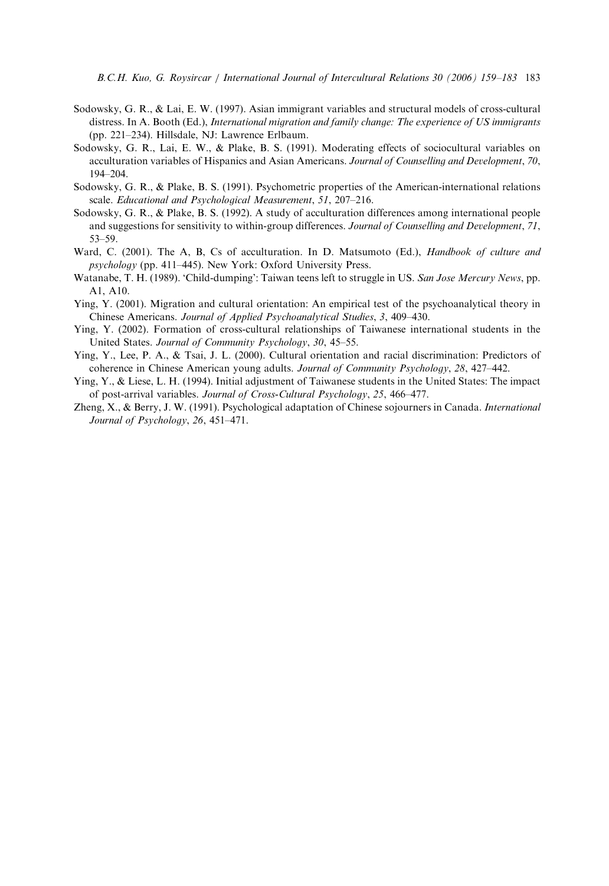Sodowsky, G. R., & Lai, E. W. (1997). Asian immigrant variables and structural models of cross-cultural distress. In A. Booth (Ed.), *International migration and family change: The experience of US immigrants* (pp. 221–234). Hillsdale, NJ: Lawrence Erlbaum.

Sodowsky, G. R., Lai, E. W., & Plake, B. S. (1991). Moderating effects of sociocultural variables on acculturation variables of Hispanics and Asian Americans. *Journal of Counselling and Development*, *70*, 194–204.

Sodowsky, G. R., & Plake, B. S. (1991). Psychometric properties of the American-international relations scale. *Educational and Psychological Measurement*, *51*, 207–216.

Sodowsky, G. R., & Plake, B. S. (1992). A study of acculturation differences among international people and suggestions for sensitivity to within-group differences. *Journal of Counselling and Development*, *71*, 53–59.

Ward, C. (2001). The A, B, Cs of acculturation. In D. Matsumoto (Ed.), *Handbook of culture and psychology* (pp. 411–445). New York: Oxford University Press.

Watanabe, T. H. (1989). 'Child-dumping': Taiwan teens left to struggle in US. *San Jose Mercury News*, pp. A1, A10.

Ying, Y. (2001). Migration and cultural orientation: An empirical test of the psychoanalytical theory in Chinese Americans. *Journal of Applied Psychoanalytical Studies*, *3*, 409–430.

Ying, Y. (2002). Formation of cross-cultural relationships of Taiwanese international students in the United States. *Journal of Community Psychology*, *30*, 45–55.

Ying, Y., Lee, P. A., & Tsai, J. L. (2000). Cultural orientation and racial discrimination: Predictors of coherence in Chinese American young adults. *Journal of Community Psychology*, *28*, 427–442.

Ying, Y., & Liese, L. H. (1994). Initial adjustment of Taiwanese students in the United States: The impact of post-arrival variables. *Journal of Cross-Cultural Psychology*, *25*, 466–477.

Zheng, X., & Berry, J. W. (1991). Psychological adaptation of Chinese sojourners in Canada. *International Journal of Psychology*, *26*, 451–471.